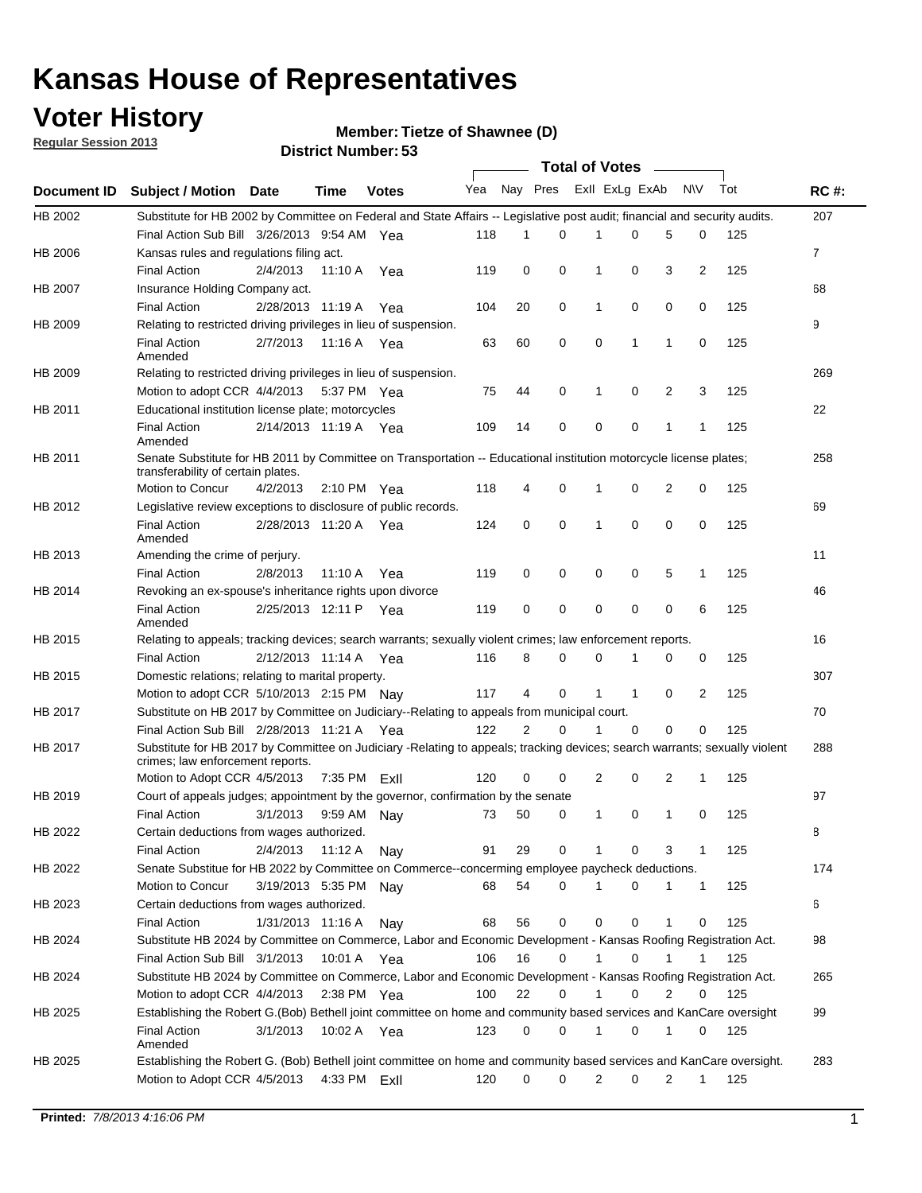# Kansas House of Representatives

## Voter History

**Regular Session 2013**

**Member: Tietze of Shawnee (D)**

**District Number: 53**

| Document ID | Subject / Motion | Date | Time | Votes | Yea | Nay | Pres | ExII | ExLg | ExAb | N\V | Tot | RC #: |
|---|---|---|---|---|---|---|---|---|---|---|---|---|---|
| HB 2002 | Substitute for HB 2002 by Committee on Federal and State Affairs -- Legislative post audit; financial and security audits. | | | | | | | | | | | | 207 |
| | Final Action Sub Bill | 3/26/2013 | 9:54 AM | Yea | 118 | 1 | 0 | 1 | 0 | 5 | 0 | 125 | |
| HB 2006 | Kansas rules and regulations filing act. | | | | | | | | | | | | 7 |
| | Final Action | 2/4/2013 | 11:10 A | Yea | 119 | 0 | 0 | 1 | 0 | 3 | 2 | 125 | |
| HB 2007 | Insurance Holding Company act. | | | | | | | | | | | | 68 |
| | Final Action | 2/28/2013 | 11:19 A | Yea | 104 | 20 | 0 | 1 | 0 | 0 | 0 | 125 | |
| HB 2009 | Relating to restricted driving privileges in lieu of suspension. | | | | | | | | | | | | 9 |
| | Final Action Amended | 2/7/2013 | 11:16 A | Yea | 63 | 60 | 0 | 0 | 1 | 1 | 0 | 125 | |
| HB 2009 | Relating to restricted driving privileges in lieu of suspension. | | | | | | | | | | | | 269 |
| | Motion to adopt CCR | 4/4/2013 | 5:37 PM | Yea | 75 | 44 | 0 | 1 | 0 | 2 | 3 | 125 | |
| HB 2011 | Educational institution license plate; motorcycles | | | | | | | | | | | | 22 |
| | Final Action Amended | 2/14/2013 | 11:19 A | Yea | 109 | 14 | 0 | 0 | 0 | 1 | 1 | 125 | |
| HB 2011 | Senate Substitute for HB 2011 by Committee on Transportation -- Educational institution motorcycle license plates; transferability of certain plates. | | | | | | | | | | | | 258 |
| | Motion to Concur | 4/2/2013 | 2:10 PM | Yea | 118 | 4 | 0 | 1 | 0 | 2 | 0 | 125 | |
| HB 2012 | Legislative review exceptions to disclosure of public records. | | | | | | | | | | | | 69 |
| | Final Action Amended | 2/28/2013 | 11:20 A | Yea | 124 | 0 | 0 | 1 | 0 | 0 | 0 | 125 | |
| HB 2013 | Amending the crime of perjury. | | | | | | | | | | | | 11 |
| | Final Action | 2/8/2013 | 11:10 A | Yea | 119 | 0 | 0 | 0 | 0 | 5 | 1 | 125 | |
| HB 2014 | Revoking an ex-spouse's inheritance rights upon divorce | | | | | | | | | | | | 46 |
| | Final Action Amended | 2/25/2013 | 12:11 P | Yea | 119 | 0 | 0 | 0 | 0 | 0 | 6 | 125 | |
| HB 2015 | Relating to appeals; tracking devices; search warrants; sexually violent crimes; law enforcement reports. | | | | | | | | | | | | 16 |
| | Final Action | 2/12/2013 | 11:14 A | Yea | 116 | 8 | 0 | 0 | 1 | 0 | 0 | 125 | |
| HB 2015 | Domestic relations; relating to marital property. | | | | | | | | | | | | 307 |
| | Motion to adopt CCR | 5/10/2013 | 2:15 PM | Nay | 117 | 4 | 0 | 1 | 1 | 0 | 2 | 125 | |
| HB 2017 | Substitute on HB 2017 by Committee on Judiciary--Relating to appeals from municipal court. | | | | | | | | | | | | 70 |
| | Final Action Sub Bill | 2/28/2013 | 11:21 A | Yea | 122 | 2 | 0 | 1 | 0 | 0 | 0 | 125 | |
| HB 2017 | Substitute for HB 2017 by Committee on Judiciary -Relating to appeals; tracking devices; search warrants; sexually violent crimes; law enforcement reports. | | | | | | | | | | | | 288 |
| | Motion to Adopt CCR | 4/5/2013 | 7:35 PM | ExII | 120 | 0 | 0 | 2 | 0 | 2 | 1 | 125 | |
| HB 2019 | Court of appeals judges; appointment by the governor, confirmation by the senate | | | | | | | | | | | | 97 |
| | Final Action | 3/1/2013 | 9:59 AM | Nay | 73 | 50 | 0 | 1 | 0 | 1 | 0 | 125 | |
| HB 2022 | Certain deductions from wages authorized. | | | | | | | | | | | | 8 |
| | Final Action | 2/4/2013 | 11:12 A | Nay | 91 | 29 | 0 | 1 | 0 | 3 | 1 | 125 | |
| HB 2022 | Senate Substitue for HB 2022 by Committee on Commerce--concerning employee paycheck deductions. | | | | | | | | | | | | 174 |
| | Motion to Concur | 3/19/2013 | 5:35 PM | Nay | 68 | 54 | 0 | 1 | 0 | 1 | 1 | 125 | |
| HB 2023 | Certain deductions from wages authorized. | | | | | | | | | | | | 6 |
| | Final Action | 1/31/2013 | 11:16 A | Nay | 68 | 56 | 0 | 0 | 0 | 1 | 0 | 125 | |
| HB 2024 | Substitute HB 2024 by Committee on Commerce, Labor and Economic Development - Kansas Roofing Registration Act. | | | | | | | | | | | | 98 |
| | Final Action Sub Bill | 3/1/2013 | 10:01 A | Yea | 106 | 16 | 0 | 1 | 0 | 1 | 1 | 125 | |
| HB 2024 | Substitute HB 2024 by Committee on Commerce, Labor and Economic Development - Kansas Roofing Registration Act. | | | | | | | | | | | | 265 |
| | Motion to adopt CCR | 4/4/2013 | 2:38 PM | Yea | 100 | 22 | 0 | 1 | 0 | 2 | 0 | 125 | |
| HB 2025 | Establishing the Robert G.(Bob) Bethell joint committee on home and community based services and KanCare oversight | | | | | | | | | | | | 99 |
| | Final Action Amended | 3/1/2013 | 10:02 A | Yea | 123 | 0 | 0 | 1 | 0 | 1 | 0 | 125 | |
| HB 2025 | Establishing the Robert G. (Bob) Bethell joint committee on home and community based services and KanCare oversight. | | | | | | | | | | | | 283 |
| | Motion to Adopt CCR | 4/5/2013 | 4:33 PM | ExII | 120 | 0 | 0 | 2 | 0 | 2 | 1 | 125 | |

**Printed:** *7/8/2013 4:16:06 PM*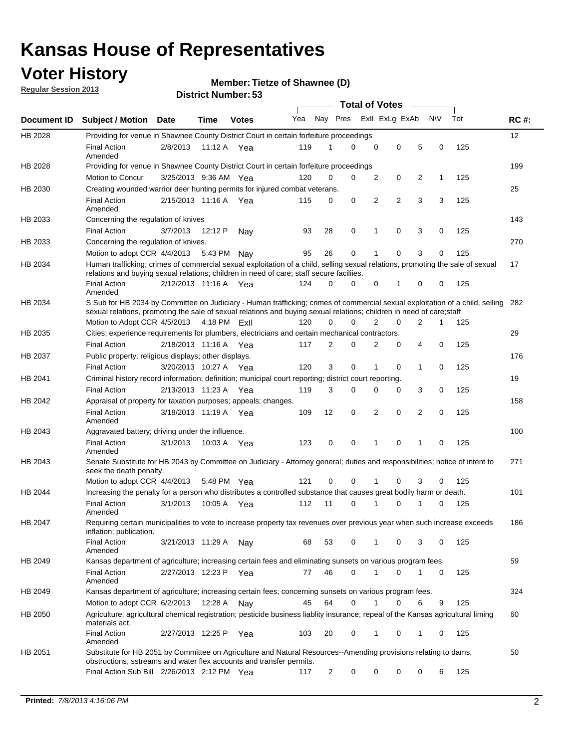# Kansas House of Representatives

## Voter History

**Regular Session 2013**

**Member: Tietze of Shawnee (D)**

**District Number: 53**

| Document ID | Subject / Motion | Date | Time | Votes | Yea | Nay | Pres | ExII | ExLg | ExAb | N\V | Tot | RC #: |
|---|---|---|---|---|---|---|---|---|---|---|---|---|---|
| HB 2028 | Providing for venue in Shawnee County District Court in certain forfeiture proceedings | | | | | | | | | | | | 12 |
| | Final Action Amended | 2/8/2013 | 11:12 A | Yea | 119 | 1 | 0 | 0 | 0 | 5 | 0 | 125 | |
| HB 2028 | Providing for venue in Shawnee County District Court in certain forfeiture proceedings | | | | | | | | | | | | 199 |
| | Motion to Concur | 3/25/2013 | 9:36 AM | Yea | 120 | 0 | 0 | 2 | 0 | 2 | 1 | 125 | |
| HB 2030 | Creating wounded warrior deer hunting permits for injured combat veterans. | | | | | | | | | | | | 25 |
| | Final Action Amended | 2/15/2013 | 11:16 A | Yea | 115 | 0 | 0 | 2 | 2 | 3 | 3 | 125 | |
| HB 2033 | Concerning the regulation of knives | | | | | | | | | | | | 143 |
| | Final Action | 3/7/2013 | 12:12 P | Nay | 93 | 28 | 0 | 1 | 0 | 3 | 0 | 125 | |
| HB 2033 | Concerning the regulation of knives. | | | | | | | | | | | | 270 |
| | Motion to adopt CCR | 4/4/2013 | 5:43 PM | Nay | 95 | 26 | 0 | 1 | 0 | 3 | 0 | 125 | |
| HB 2034 | Human trafficking; crimes of commercial sexual exploitation of a child, selling sexual relations, promoting the sale of sexual relations and buying sexual relations; children in need of care; staff secure faciliies. | | | | | | | | | | | | 17 |
| | Final Action Amended | 2/12/2013 | 11:16 A | Yea | 124 | 0 | 0 | 0 | 1 | 0 | 0 | 125 | |
| HB 2034 | S Sub for HB 2034 by Committee on Judiciary - Human trafficking; crimes of commercial sexual exploitation of a child, selling sexual relations, promoting the sale of sexual relations and buying sexual relations; children in need of care;staff | | | | | | | | | | | | 282 |
| | Motion to Adopt CCR | 4/5/2013 | 4:18 PM | ExII | 120 | 0 | 0 | 2 | 0 | 2 | 1 | 125 | |
| HB 2035 | Cities; experience requirements for plumbers, electricians and certain mechanical contractors. | | | | | | | | | | | | 29 |
| | Final Action | 2/18/2013 | 11:16 A | Yea | 117 | 2 | 0 | 2 | 0 | 4 | 0 | 125 | |
| HB 2037 | Public property; religious displays; other displays. | | | | | | | | | | | | 176 |
| | Final Action | 3/20/2013 | 10:27 A | Yea | 120 | 3 | 0 | 1 | 0 | 1 | 0 | 125 | |
| HB 2041 | Criminal history record information; definition; municipal court reporting; district court reporting. | | | | | | | | | | | | 19 |
| | Final Action | 2/13/2013 | 11:23 A | Yea | 119 | 3 | 0 | 0 | 0 | 3 | 0 | 125 | |
| HB 2042 | Appraisal of property for taxation purposes; appeals; changes. | | | | | | | | | | | | 158 |
| | Final Action Amended | 3/18/2013 | 11:19 A | Yea | 109 | 12 | 0 | 2 | 0 | 2 | 0 | 125 | |
| HB 2043 | Aggravated battery; driving under the influence. | | | | | | | | | | | | 100 |
| | Final Action Amended | 3/1/2013 | 10:03 A | Yea | 123 | 0 | 0 | 1 | 0 | 1 | 0 | 125 | |
| HB 2043 | Senate Substitute for HB 2043 by Committee on Judiciary - Attorney general; duties and responsibilities; notice of intent to seek the death penalty. | | | | | | | | | | | | 271 |
| | Motion to adopt CCR | 4/4/2013 | 5:48 PM | Yea | 121 | 0 | 0 | 1 | 0 | 3 | 0 | 125 | |
| HB 2044 | Increasing the penalty for a person who distributes a controlled substance that causes great bodily harm or death. | | | | | | | | | | | | 101 |
| | Final Action Amended | 3/1/2013 | 10:05 A | Yea | 112 | 11 | 0 | 1 | 0 | 1 | 0 | 125 | |
| HB 2047 | Requiring certain municipalities to vote to increase property tax revenues over previous year when such increase exceeds inflation; publication. | | | | | | | | | | | | 186 |
| | Final Action Amended | 3/21/2013 | 11:29 A | Nay | 68 | 53 | 0 | 1 | 0 | 3 | 0 | 125 | |
| HB 2049 | Kansas department of agriculture; increasing certain fees and eliminating sunsets on various program fees. | | | | | | | | | | | | 59 |
| | Final Action Amended | 2/27/2013 | 12:23 P | Yea | 77 | 46 | 0 | 1 | 0 | 1 | 0 | 125 | |
| HB 2049 | Kansas department of agriculture; increasing certain fees; concerning sunsets on various program fees. | | | | | | | | | | | | 324 |
| | Motion to adopt CCR | 6/2/2013 | 12:28 A | Nay | 45 | 64 | 0 | 1 | 0 | 6 | 9 | 125 | |
| HB 2050 | Agriculture; agricultural chemical registration; pesticide business liablity insurance; repeal of the Kansas agricultural liming materials act. | | | | | | | | | | | | 60 |
| | Final Action Amended | 2/27/2013 | 12:25 P | Yea | 103 | 20 | 0 | 1 | 0 | 1 | 0 | 125 | |
| HB 2051 | Substitute for HB 2051 by Committee on Agriculture and Natural Resources--Amending provisions relating to dams, obstructions, sstreams and water flex accounts and transfer permits. | | | | | | | | | | | | 50 |
| | Final Action Sub Bill | 2/26/2013 | 2:12 PM | Yea | 117 | 2 | 0 | 0 | 0 | 0 | 6 | 125 | |

**Printed:** *7/8/2013 4:16:06 PM*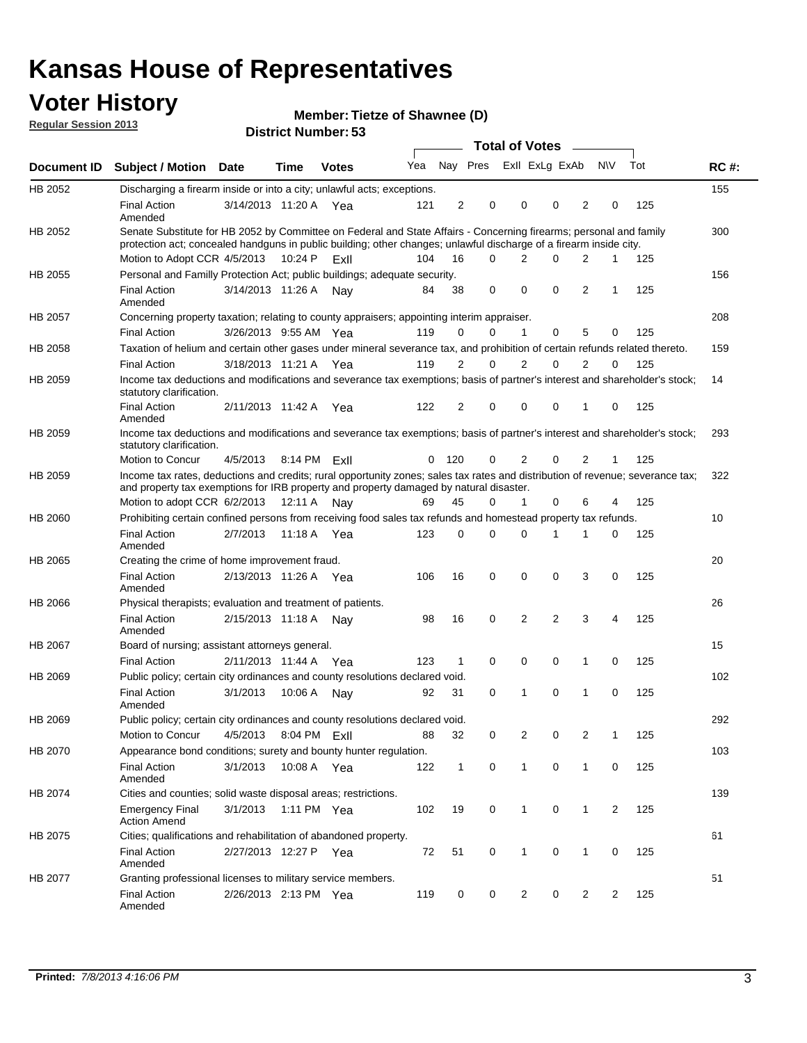# Kansas House of Representatives

## Voter History

**Regular Session 2013**

**Member: Tietze of Shawnee (D)**

**District Number: 53**

| Document ID | Subject / Motion | Date | Time | Votes | Yea | Nay | Pres | ExII | ExLg | ExAb | N\V | Tot | RC #: |
|---|---|---|---|---|---|---|---|---|---|---|---|---|---|
| HB 2052 | Discharging a firearm inside or into a city; unlawful acts; exceptions. | | | | | | | | | | | | 155 |
| | Final Action Amended | 3/14/2013 | 11:20 A | Yea | 121 | 2 | 0 | 0 | 0 | 2 | 0 | 125 | |
| HB 2052 | Senate Substitute for HB 2052 by Committee on Federal and State Affairs - Concerning firearms; personal and family protection act; concealed handguns in public building; other changes; unlawful discharge of a firearm inside city. | | | | | | | | | | | | 300 |
| | Motion to Adopt CCR | 4/5/2013 | 10:24 P | ExII | 104 | 16 | 0 | 2 | 0 | 2 | 1 | 125 | |
| HB 2055 | Personal and Familly Protection Act; public buildings; adequate security. | | | | | | | | | | | | 156 |
| | Final Action Amended | 3/14/2013 | 11:26 A | Nay | 84 | 38 | 0 | 0 | 0 | 2 | 1 | 125 | |
| HB 2057 | Concerning property taxation; relating to county appraisers; appointing interim appraiser. | | | | | | | | | | | | 208 |
| | Final Action | 3/26/2013 | 9:55 AM | Yea | 119 | 0 | 0 | 1 | 0 | 5 | 0 | 125 | |
| HB 2058 | Taxation of helium and certain other gases under mineral severance tax, and prohibition of certain refunds related thereto. | | | | | | | | | | | | 159 |
| | Final Action | 3/18/2013 | 11:21 A | Yea | 119 | 2 | 0 | 2 | 0 | 2 | 0 | 125 | |
| HB 2059 | Income tax deductions and modifications and severance tax exemptions; basis of partner's interest and shareholder's stock; statutory clarification. | | | | | | | | | | | | 14 |
| | Final Action Amended | 2/11/2013 | 11:42 A | Yea | 122 | 2 | 0 | 0 | 0 | 1 | 0 | 125 | |
| HB 2059 | Income tax deductions and modifications and severance tax exemptions; basis of partner's interest and shareholder's stock; statutory clarification. | | | | | | | | | | | | 293 |
| | Motion to Concur | 4/5/2013 | 8:14 PM | ExII | 0 | 120 | 0 | 2 | 0 | 2 | 1 | 125 | |
| HB 2059 | Income tax rates, deductions and credits; rural opportunity zones; sales tax rates and distribution of revenue; severance tax; and property tax exemptions for IRB property and property damaged by natural disaster. | | | | | | | | | | | | 322 |
| | Motion to adopt CCR | 6/2/2013 | 12:11 A | Nay | 69 | 45 | 0 | 1 | 0 | 6 | 4 | 125 | |
| HB 2060 | Prohibiting certain confined persons from receiving food sales tax refunds and homestead property tax refunds. | | | | | | | | | | | | 10 |
| | Final Action Amended | 2/7/2013 | 11:18 A | Yea | 123 | 0 | 0 | 0 | 1 | 1 | 0 | 125 | |
| HB 2065 | Creating the crime of home improvement fraud. | | | | | | | | | | | | 20 |
| | Final Action Amended | 2/13/2013 | 11:26 A | Yea | 106 | 16 | 0 | 0 | 0 | 3 | 0 | 125 | |
| HB 2066 | Physical therapists; evaluation and treatment of patients. | | | | | | | | | | | | 26 |
| | Final Action Amended | 2/15/2013 | 11:18 A | Nay | 98 | 16 | 0 | 2 | 2 | 3 | 4 | 125 | |
| HB 2067 | Board of nursing; assistant attorneys general. | | | | | | | | | | | | 15 |
| | Final Action | 2/11/2013 | 11:44 A | Yea | 123 | 1 | 0 | 0 | 0 | 1 | 0 | 125 | |
| HB 2069 | Public policy; certain city ordinances and county resolutions declared void. | | | | | | | | | | | | 102 |
| | Final Action Amended | 3/1/2013 | 10:06 A | Nay | 92 | 31 | 0 | 1 | 0 | 1 | 0 | 125 | |
| HB 2069 | Public policy; certain city ordinances and county resolutions declared void. | | | | | | | | | | | | 292 |
| | Motion to Concur | 4/5/2013 | 8:04 PM | ExII | 88 | 32 | 0 | 2 | 0 | 2 | 1 | 125 | |
| HB 2070 | Appearance bond conditions; surety and bounty hunter regulation. | | | | | | | | | | | | 103 |
| | Final Action Amended | 3/1/2013 | 10:08 A | Yea | 122 | 1 | 0 | 1 | 0 | 1 | 0 | 125 | |
| HB 2074 | Cities and counties; solid waste disposal areas; restrictions. | | | | | | | | | | | | 139 |
| | Emergency Final Action Amend | 3/1/2013 | 1:11 PM | Yea | 102 | 19 | 0 | 1 | 0 | 1 | 2 | 125 | |
| HB 2075 | Cities; qualifications and rehabilitation of abandoned property. | | | | | | | | | | | | 61 |
| | Final Action Amended | 2/27/2013 | 12:27 P | Yea | 72 | 51 | 0 | 1 | 0 | 1 | 0 | 125 | |
| HB 2077 | Granting professional licenses to military service members. | | | | | | | | | | | | 51 |
| | Final Action Amended | 2/26/2013 | 2:13 PM | Yea | 119 | 0 | 0 | 2 | 0 | 2 | 2 | 125 | |

**Printed:** *7/8/2013 4:16:06 PM*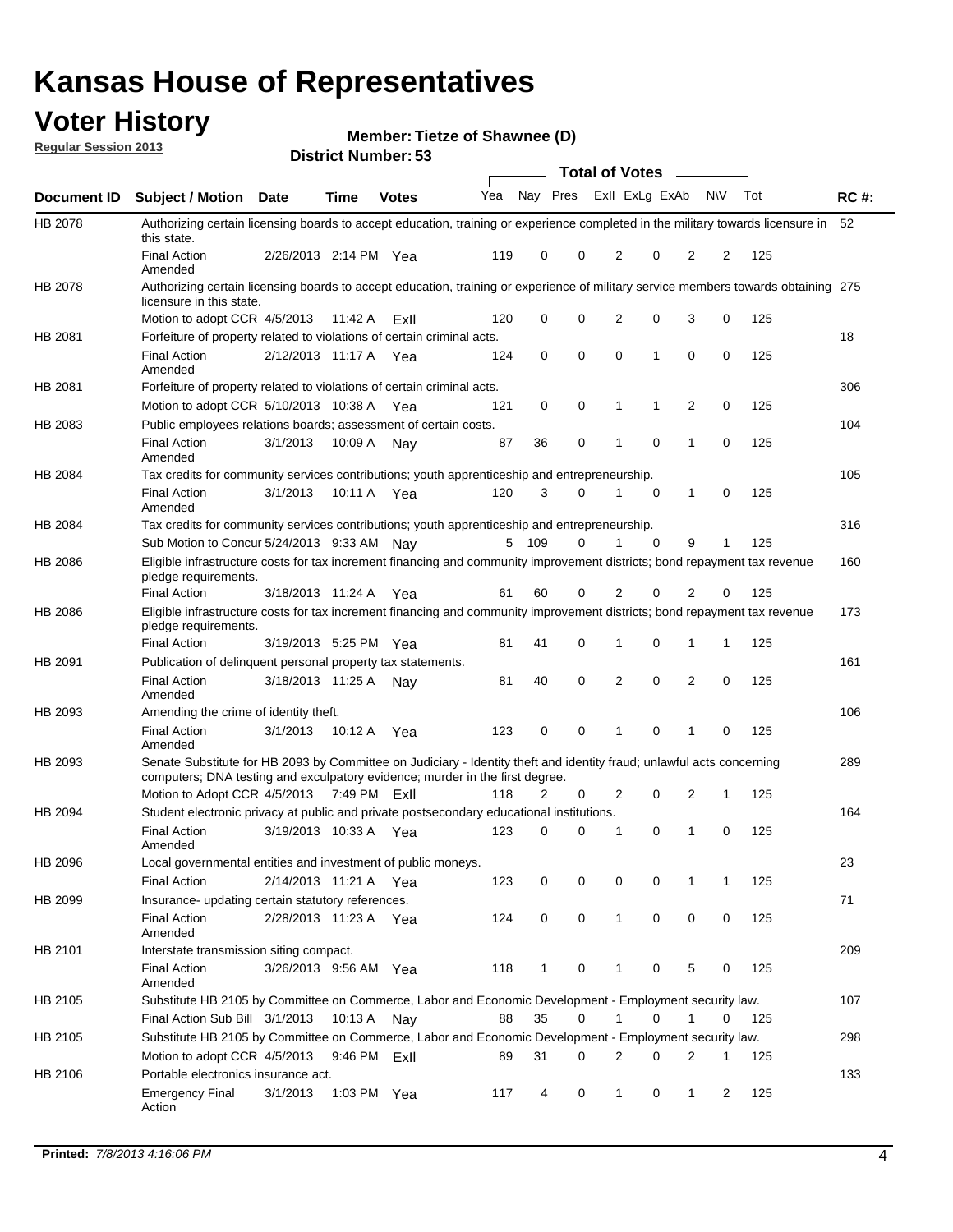# Kansas House of Representatives

## Voter History

**Regular Session 2013**

**Member: Tietze of Shawnee (D)**

**District Number: 53**

| Document ID | Subject / Motion | Date | Time | Votes | Yea | Nay | Pres | ExII | ExLg | ExAb | N\V | Tot | RC #: |
|---|---|---|---|---|---|---|---|---|---|---|---|---|---|
| HB 2078 | Authorizing certain licensing boards to accept education, training or experience completed in the military towards licensure in this state. | | | | | | | | | | | | 52 |
| | Final Action Amended | 2/26/2013 | 2:14 PM | Yea | 119 | 0 | 0 | 2 | 0 | 2 | 2 | 125 | |
| HB 2078 | Authorizing certain licensing boards to accept education, training or experience of military service members towards obtaining licensure in this state. | | | | | | | | | | | | 275 |
| | Motion to adopt CCR | 4/5/2013 | 11:42 A | ExII | 120 | 0 | 0 | 2 | 0 | 3 | 0 | 125 | |
| HB 2081 | Forfeiture of property related to violations of certain criminal acts. | | | | | | | | | | | | 18 |
| | Final Action Amended | 2/12/2013 | 11:17 A | Yea | 124 | 0 | 0 | 0 | 1 | 0 | 0 | 125 | |
| HB 2081 | Forfeiture of property related to violations of certain criminal acts. | | | | | | | | | | | | 306 |
| | Motion to adopt CCR | 5/10/2013 | 10:38 A | Yea | 121 | 0 | 0 | 1 | 1 | 2 | 0 | 125 | |
| HB 2083 | Public employees relations boards; assessment of certain costs. | | | | | | | | | | | | 104 |
| | Final Action Amended | 3/1/2013 | 10:09 A | Nay | 87 | 36 | 0 | 1 | 0 | 1 | 0 | 125 | |
| HB 2084 | Tax credits for community services contributions; youth apprenticeship and entrepreneurship. | | | | | | | | | | | | 105 |
| | Final Action Amended | 3/1/2013 | 10:11 A | Yea | 120 | 3 | 0 | 1 | 0 | 1 | 0 | 125 | |
| HB 2084 | Tax credits for community services contributions; youth apprenticeship and entrepreneurship. | | | | | | | | | | | | 316 |
| | Sub Motion to Concur | 5/24/2013 | 9:33 AM | Nay | 5 | 109 | 0 | 1 | 0 | 9 | 1 | 125 | |
| HB 2086 | Eligible infrastructure costs for tax increment financing and community improvement districts; bond repayment tax revenue pledge requirements. | | | | | | | | | | | | 160 |
| | Final Action | 3/18/2013 | 11:24 A | Yea | 61 | 60 | 0 | 2 | 0 | 2 | 0 | 125 | |
| HB 2086 | Eligible infrastructure costs for tax increment financing and community improvement districts; bond repayment tax revenue pledge requirements. | | | | | | | | | | | | 173 |
| | Final Action | 3/19/2013 | 5:25 PM | Yea | 81 | 41 | 0 | 1 | 0 | 1 | 1 | 125 | |
| HB 2091 | Publication of delinquent personal property tax statements. | | | | | | | | | | | | 161 |
| | Final Action Amended | 3/18/2013 | 11:25 A | Nay | 81 | 40 | 0 | 2 | 0 | 2 | 0 | 125 | |
| HB 2093 | Amending the crime of identity theft. | | | | | | | | | | | | 106 |
| | Final Action Amended | 3/1/2013 | 10:12 A | Yea | 123 | 0 | 0 | 1 | 0 | 1 | 0 | 125 | |
| HB 2093 | Senate Substitute for HB 2093 by Committee on Judiciary - Identity theft and identity fraud; unlawful acts concerning computers; DNA testing and exculpatory evidence; murder in the first degree. | | | | | | | | | | | | 289 |
| | Motion to Adopt CCR | 4/5/2013 | 7:49 PM | ExII | 118 | 2 | 0 | 2 | 0 | 2 | 1 | 125 | |
| HB 2094 | Student electronic privacy at public and private postsecondary educational institutions. | | | | | | | | | | | | 164 |
| | Final Action Amended | 3/19/2013 | 10:33 A | Yea | 123 | 0 | 0 | 1 | 0 | 1 | 0 | 125 | |
| HB 2096 | Local governmental entities and investment of public moneys. | | | | | | | | | | | | 23 |
| | Final Action | 2/14/2013 | 11:21 A | Yea | 123 | 0 | 0 | 0 | 0 | 1 | 1 | 125 | |
| HB 2099 | Insurance- updating certain statutory references. | | | | | | | | | | | | 71 |
| | Final Action Amended | 2/28/2013 | 11:23 A | Yea | 124 | 0 | 0 | 1 | 0 | 0 | 0 | 125 | |
| HB 2101 | Interstate transmission siting compact. | | | | | | | | | | | | 209 |
| | Final Action Amended | 3/26/2013 | 9:56 AM | Yea | 118 | 1 | 0 | 1 | 0 | 5 | 0 | 125 | |
| HB 2105 | Substitute HB 2105 by Committee on Commerce, Labor and Economic Development - Employment security law. | | | | | | | | | | | | 107 |
| | Final Action Sub Bill | 3/1/2013 | 10:13 A | Nay | 88 | 35 | 0 | 1 | 0 | 1 | 0 | 125 | |
| HB 2105 | Substitute HB 2105 by Committee on Commerce, Labor and Economic Development - Employment security law. | | | | | | | | | | | | 298 |
| | Motion to adopt CCR | 4/5/2013 | 9:46 PM | ExII | 89 | 31 | 0 | 2 | 0 | 2 | 1 | 125 | |
| HB 2106 | Portable electronics insurance act. | | | | | | | | | | | | 133 |
| | Emergency Final Action | 3/1/2013 | 1:03 PM | Yea | 117 | 4 | 0 | 1 | 0 | 1 | 2 | 125 | |

**Printed:** *7/8/2013 4:16:06 PM*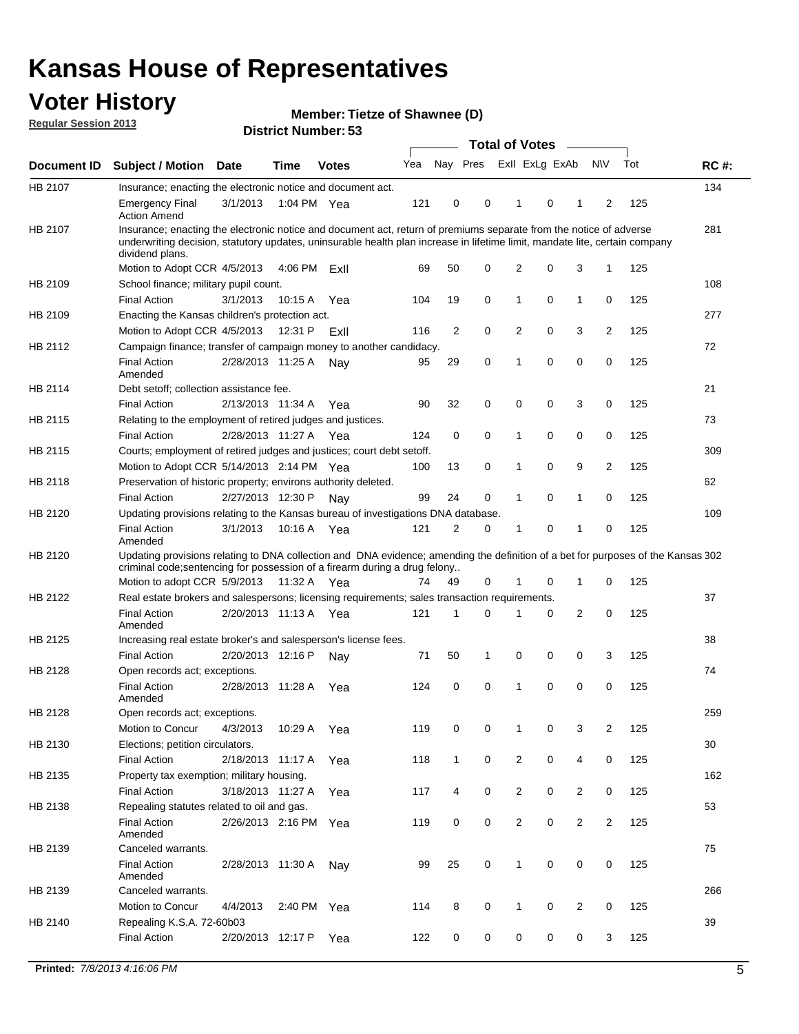# Kansas House of Representatives

## Voter History

**Regular Session 2013**

**Member: Tietze of Shawnee (D)**

**District Number: 53**

| Document ID | Subject / Motion | Date | Time | Votes | Yea | Nay | Pres | ExII | ExLg | ExAb | N\V | Tot | RC #: |
|---|---|---|---|---|---|---|---|---|---|---|---|---|---|
| HB 2107 | Insurance; enacting the electronic notice and document act. | | | | | | | | | | | | 134 |
| | Emergency Final Action Amend | 3/1/2013 | 1:04 PM | Yea | 121 | 0 | 0 | 1 | 0 | 1 | 2 | 125 | |
| HB 2107 | Insurance; enacting the electronic notice and document act, return of premiums separate from the notice of adverse underwriting decision, statutory updates, uninsurable health plan increase in lifetime limit, mandate lite, certain company dividend plans. | | | | | | | | | | | | 281 |
| | Motion to Adopt CCR | 4/5/2013 | 4:06 PM | ExII | 69 | 50 | 0 | 2 | 0 | 3 | 1 | 125 | |
| HB 2109 | School finance; military pupil count. | | | | | | | | | | | | 108 |
| | Final Action | 3/1/2013 | 10:15 A | Yea | 104 | 19 | 0 | 1 | 0 | 1 | 0 | 125 | |
| HB 2109 | Enacting the Kansas children's protection act. | | | | | | | | | | | | 277 |
| | Motion to Adopt CCR | 4/5/2013 | 12:31 P | ExII | 116 | 2 | 0 | 2 | 0 | 3 | 2 | 125 | |
| HB 2112 | Campaign finance; transfer of campaign money to another candidacy. | | | | | | | | | | | | 72 |
| | Final Action Amended | 2/28/2013 | 11:25 A | Nay | 95 | 29 | 0 | 1 | 0 | 0 | 0 | 125 | |
| HB 2114 | Debt setoff; collection assistance fee. | | | | | | | | | | | | 21 |
| | Final Action | 2/13/2013 | 11:34 A | Yea | 90 | 32 | 0 | 0 | 0 | 3 | 0 | 125 | |
| HB 2115 | Relating to the employment of retired judges and justices. | | | | | | | | | | | | 73 |
| | Final Action | 2/28/2013 | 11:27 A | Yea | 124 | 0 | 0 | 1 | 0 | 0 | 0 | 125 | |
| HB 2115 | Courts; employment of retired judges and justices; court debt setoff. | | | | | | | | | | | | 309 |
| | Motion to Adopt CCR | 5/14/2013 | 2:14 PM | Yea | 100 | 13 | 0 | 1 | 0 | 9 | 2 | 125 | |
| HB 2118 | Preservation of historic property; environs authority deleted. | | | | | | | | | | | | 62 |
| | Final Action | 2/27/2013 | 12:30 P | Nay | 99 | 24 | 0 | 1 | 0 | 1 | 0 | 125 | |
| HB 2120 | Updating provisions relating to the Kansas bureau of investigations DNA database. | | | | | | | | | | | | 109 |
| | Final Action Amended | 3/1/2013 | 10:16 A | Yea | 121 | 2 | 0 | 1 | 0 | 1 | 0 | 125 | |
| HB 2120 | Updating provisions relating to DNA collection and DNA evidence; amending the definition of a bet for purposes of the Kansas criminal code;sentencing for possession of a firearm during a drug felony.. | | | | | | | | | | | | 302 |
| | Motion to adopt CCR | 5/9/2013 | 11:32 A | Yea | 74 | 49 | 0 | 1 | 0 | 1 | 0 | 125 | |
| HB 2122 | Real estate brokers and salespersons; licensing requirements; sales transaction requirements. | | | | | | | | | | | | 37 |
| | Final Action Amended | 2/20/2013 | 11:13 A | Yea | 121 | 1 | 0 | 1 | 0 | 2 | 0 | 125 | |
| HB 2125 | Increasing real estate broker's and salesperson's license fees. | | | | | | | | | | | | 38 |
| | Final Action | 2/20/2013 | 12:16 P | Nay | 71 | 50 | 1 | 0 | 0 | 0 | 3 | 125 | |
| HB 2128 | Open records act; exceptions. | | | | | | | | | | | | 74 |
| | Final Action Amended | 2/28/2013 | 11:28 A | Yea | 124 | 0 | 0 | 1 | 0 | 0 | 0 | 125 | |
| HB 2128 | Open records act; exceptions. | | | | | | | | | | | | 259 |
| | Motion to Concur | 4/3/2013 | 10:29 A | Yea | 119 | 0 | 0 | 1 | 0 | 3 | 2 | 125 | |
| HB 2130 | Elections; petition circulators. | | | | | | | | | | | | 30 |
| | Final Action | 2/18/2013 | 11:17 A | Yea | 118 | 1 | 0 | 2 | 0 | 4 | 0 | 125 | |
| HB 2135 | Property tax exemption; military housing. | | | | | | | | | | | | 162 |
| | Final Action | 3/18/2013 | 11:27 A | Yea | 117 | 4 | 0 | 2 | 0 | 2 | 0 | 125 | |
| HB 2138 | Repealing statutes related to oil and gas. | | | | | | | | | | | | 53 |
| | Final Action Amended | 2/26/2013 | 2:16 PM | Yea | 119 | 0 | 0 | 2 | 0 | 2 | 2 | 125 | |
| HB 2139 | Canceled warrants. | | | | | | | | | | | | 75 |
| | Final Action Amended | 2/28/2013 | 11:30 A | Nay | 99 | 25 | 0 | 1 | 0 | 0 | 0 | 125 | |
| HB 2139 | Canceled warrants. | | | | | | | | | | | | 266 |
| | Motion to Concur | 4/4/2013 | 2:40 PM | Yea | 114 | 8 | 0 | 1 | 0 | 2 | 0 | 125 | |
| HB 2140 | Repealing K.S.A. 72-60b03 | | | | | | | | | | | | 39 |
| | Final Action | 2/20/2013 | 12:17 P | Yea | 122 | 0 | 0 | 0 | 0 | 0 | 3 | 125 | |

**Printed:** *7/8/2013 4:16:06 PM*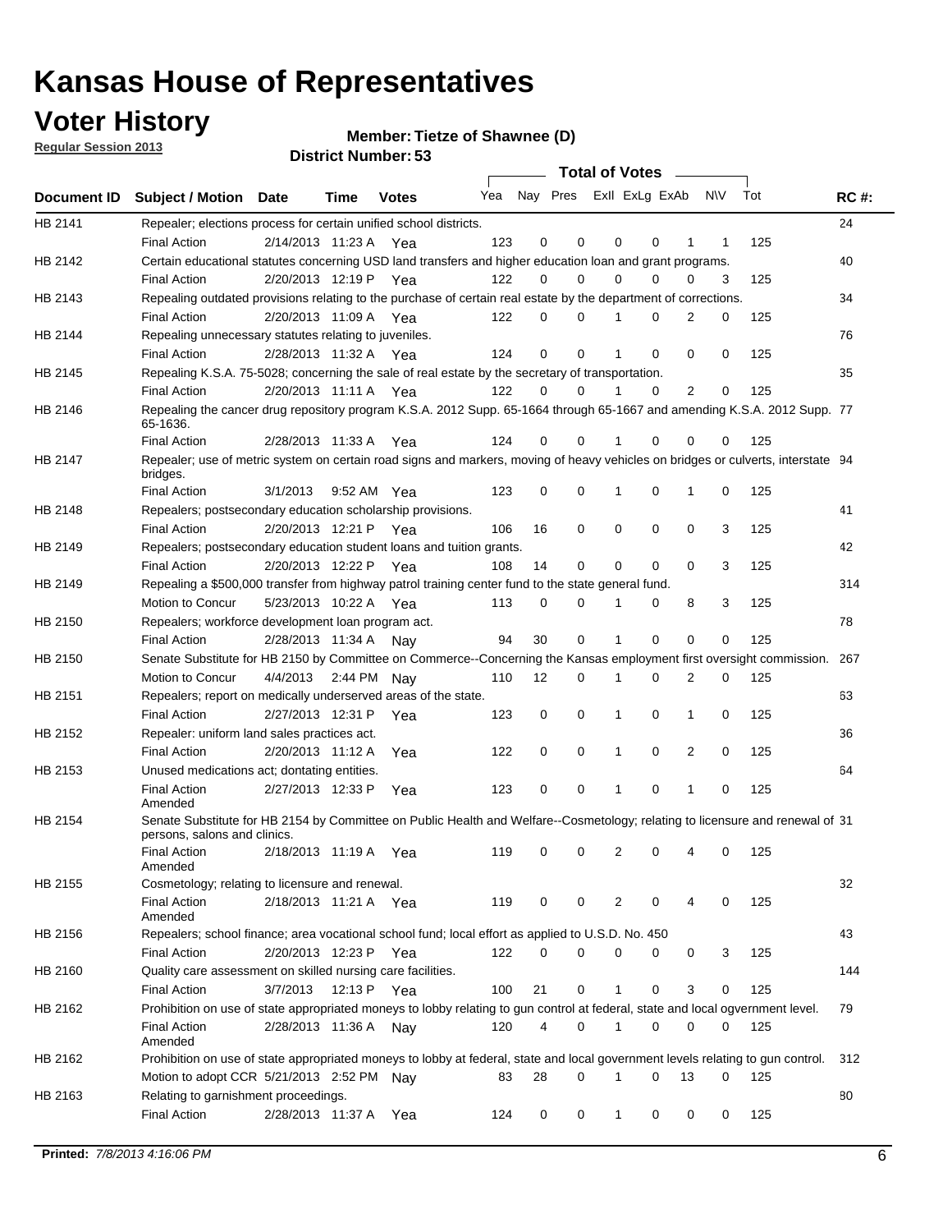# Kansas House of Representatives

## Voter History

**Regular Session 2013**

**Member: Tietze of Shawnee (D)**

**District Number: 53**

| Document ID | Subject / Motion | Date | Time | Votes | Yea | Nay | Pres | ExII | ExLg | ExAb | N\V | Tot | RC #: |
|---|---|---|---|---|---|---|---|---|---|---|---|---|---|
| HB 2141 | Repealer; elections process for certain unified school districts. | | | | | | | | | | | | 24 |
| | Final Action | 2/14/2013 | 11:23 A | Yea | 123 | 0 | 0 | 0 | 0 | 1 | 1 | 125 | |
| HB 2142 | Certain educational statutes concerning USD land transfers and higher education loan and grant programs. | | | | | | | | | | | | 40 |
| | Final Action | 2/20/2013 | 12:19 P | Yea | 122 | 0 | 0 | 0 | 0 | 0 | 3 | 125 | |
| HB 2143 | Repealing outdated provisions relating to the purchase of certain real estate by the department of corrections. | | | | | | | | | | | | 34 |
| | Final Action | 2/20/2013 | 11:09 A | Yea | 122 | 0 | 0 | 1 | 0 | 2 | 0 | 125 | |
| HB 2144 | Repealing unnecessary statutes relating to juveniles. | | | | | | | | | | | | 76 |
| | Final Action | 2/28/2013 | 11:32 A | Yea | 124 | 0 | 0 | 1 | 0 | 0 | 0 | 125 | |
| HB 2145 | Repealing K.S.A. 75-5028; concerning the sale of real estate by the secretary of transportation. | | | | | | | | | | | | 35 |
| | Final Action | 2/20/2013 | 11:11 A | Yea | 122 | 0 | 0 | 1 | 0 | 2 | 0 | 125 | |
| HB 2146 | Repealing the cancer drug repository program K.S.A. 2012 Supp. 65-1664 through 65-1667 and amending K.S.A. 2012 Supp. 65-1636. | | | | | | | | | | | | 77 |
| | Final Action | 2/28/2013 | 11:33 A | Yea | 124 | 0 | 0 | 1 | 0 | 0 | 0 | 125 | |
| HB 2147 | Repealer; use of metric system on certain road signs and markers, moving of heavy vehicles on bridges or culverts, interstate bridges. | | | | | | | | | | | | 94 |
| | Final Action | 3/1/2013 | 9:52 AM | Yea | 123 | 0 | 0 | 1 | 0 | 1 | 0 | 125 | |
| HB 2148 | Repealers; postsecondary education scholarship provisions. | | | | | | | | | | | | 41 |
| | Final Action | 2/20/2013 | 12:21 P | Yea | 106 | 16 | 0 | 0 | 0 | 0 | 3 | 125 | |
| HB 2149 | Repealers; postsecondary education student loans and tuition grants. | | | | | | | | | | | | 42 |
| | Final Action | 2/20/2013 | 12:22 P | Yea | 108 | 14 | 0 | 0 | 0 | 0 | 3 | 125 | |
| HB 2149 | Repealing a $500,000 transfer from highway patrol training center fund to the state general fund. | | | | | | | | | | | | 314 |
| | Motion to Concur | 5/23/2013 | 10:22 A | Yea | 113 | 0 | 0 | 1 | 0 | 8 | 3 | 125 | |
| HB 2150 | Repealers; workforce development loan program act. | | | | | | | | | | | | 78 |
| | Final Action | 2/28/2013 | 11:34 A | Nay | 94 | 30 | 0 | 1 | 0 | 0 | 0 | 125 | |
| HB 2150 | Senate Substitute for HB 2150 by Committee on Commerce--Concerning the Kansas employment first oversight commission. | | | | | | | | | | | | 267 |
| | Motion to Concur | 4/4/2013 | 2:44 PM | Nay | 110 | 12 | 0 | 1 | 0 | 2 | 0 | 125 | |
| HB 2151 | Repealers; report on medically underserved areas of the state. | | | | | | | | | | | | 63 |
| | Final Action | 2/27/2013 | 12:31 P | Yea | 123 | 0 | 0 | 1 | 0 | 1 | 0 | 125 | |
| HB 2152 | Repealer: uniform land sales practices act. | | | | | | | | | | | | 36 |
| | Final Action | 2/20/2013 | 11:12 A | Yea | 122 | 0 | 0 | 1 | 0 | 2 | 0 | 125 | |
| HB 2153 | Unused medications act; dontating entities. | | | | | | | | | | | | 64 |
| | Final Action Amended | 2/27/2013 | 12:33 P | Yea | 123 | 0 | 0 | 1 | 0 | 1 | 0 | 125 | |
| HB 2154 | Senate Substitute for HB 2154 by Committee on Public Health and Welfare--Cosmetology; relating to licensure and renewal of persons, salons and clinics. | | | | | | | | | | | | 31 |
| | Final Action Amended | 2/18/2013 | 11:19 A | Yea | 119 | 0 | 0 | 2 | 0 | 4 | 0 | 125 | |
| HB 2155 | Cosmetology; relating to licensure and renewal. | | | | | | | | | | | | 32 |
| | Final Action Amended | 2/18/2013 | 11:21 A | Yea | 119 | 0 | 0 | 2 | 0 | 4 | 0 | 125 | |
| HB 2156 | Repealers; school finance; area vocational school fund; local effort as applied to U.S.D. No. 450 | | | | | | | | | | | | 43 |
| | Final Action | 2/20/2013 | 12:23 P | Yea | 122 | 0 | 0 | 0 | 0 | 0 | 3 | 125 | |
| HB 2160 | Quality care assessment on skilled nursing care facilities. | | | | | | | | | | | | 144 |
| | Final Action | 3/7/2013 | 12:13 P | Yea | 100 | 21 | 0 | 1 | 0 | 3 | 0 | 125 | |
| HB 2162 | Prohibition on use of state appropriated moneys to lobby relating to gun control at federal, state and local ogvernment level. | | | | | | | | | | | | 79 |
| | Final Action Amended | 2/28/2013 | 11:36 A | Nay | 120 | 4 | 0 | 1 | 0 | 0 | 0 | 125 | |
| HB 2162 | Prohibition on use of state appropriated moneys to lobby at federal, state and local government levels relating to gun control. | | | | | | | | | | | | 312 |
| | Motion to adopt CCR | 5/21/2013 | 2:52 PM | Nay | 83 | 28 | 0 | 1 | 0 | 13 | 0 | 125 | |
| HB 2163 | Relating to garnishment proceedings. | | | | | | | | | | | | 80 |
| | Final Action | 2/28/2013 | 11:37 A | Yea | 124 | 0 | 0 | 1 | 0 | 0 | 0 | 125 | |

**Printed:** *7/8/2013 4:16:06 PM*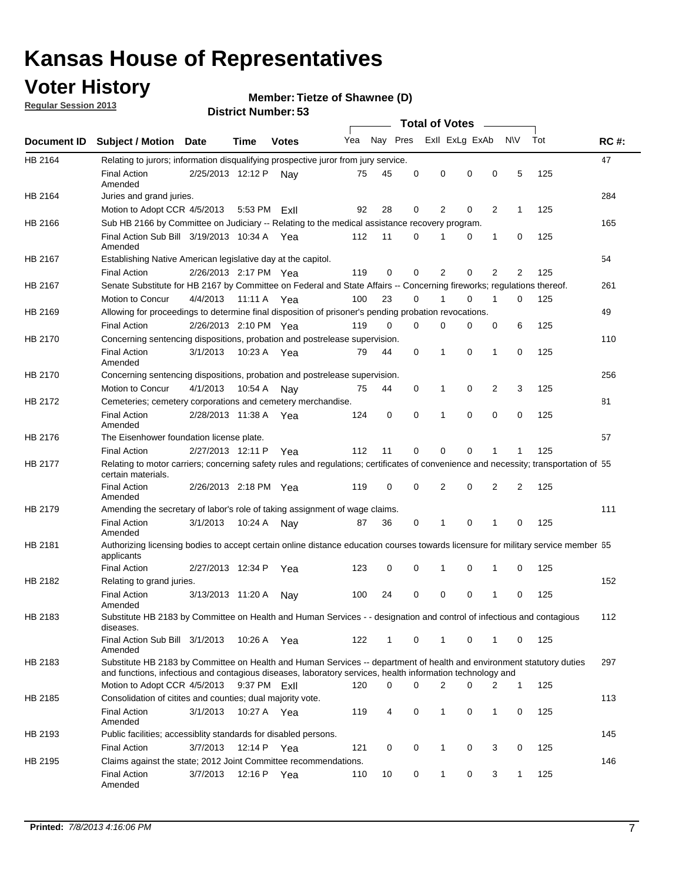# Kansas House of Representatives

## Voter History

**Regular Session 2013**

**Member: Tietze of Shawnee (D)**

**District Number: 53**

| Document ID | Subject / Motion | Date | Time | Votes | Yea | Nay | Pres | ExII | ExLg | ExAb | N\V | Tot | RC #: |
|---|---|---|---|---|---|---|---|---|---|---|---|---|---|
| HB 2164 | Relating to jurors; information disqualifying prospective juror from jury service. | | | | | | | | | | | | 47 |
| | Final Action Amended | 2/25/2013 | 12:12 P | Nay | 75 | 45 | 0 | 0 | 0 | 0 | 5 | 125 | |
| HB 2164 | Juries and grand juries. | | | | | | | | | | | | 284 |
| | Motion to Adopt CCR | 4/5/2013 | 5:53 PM | ExII | 92 | 28 | 0 | 2 | 0 | 2 | 1 | 125 | |
| HB 2166 | Sub HB 2166 by Committee on Judiciary -- Relating to the medical assistance recovery program. | | | | | | | | | | | | 165 |
| | Final Action Sub Bill Amended | 3/19/2013 | 10:34 A | Yea | 112 | 11 | 0 | 1 | 0 | 1 | 0 | 125 | |
| HB 2167 | Establishing Native American legislative day at the capitol. | | | | | | | | | | | | 54 |
| | Final Action | 2/26/2013 | 2:17 PM | Yea | 119 | 0 | 0 | 2 | 0 | 2 | 2 | 125 | |
| HB 2167 | Senate Substitute for HB 2167 by Committee on Federal and State Affairs -- Concerning fireworks; regulations thereof. | | | | | | | | | | | | 261 |
| | Motion to Concur | 4/4/2013 | 11:11 A | Yea | 100 | 23 | 0 | 1 | 0 | 1 | 0 | 125 | |
| HB 2169 | Allowing for proceedings to determine final disposition of prisoner's pending probation revocations. | | | | | | | | | | | | 49 |
| | Final Action | 2/26/2013 | 2:10 PM | Yea | 119 | 0 | 0 | 0 | 0 | 0 | 6 | 125 | |
| HB 2170 | Concerning sentencing dispositions, probation and postrelease supervision. | | | | | | | | | | | | 110 |
| | Final Action Amended | 3/1/2013 | 10:23 A | Yea | 79 | 44 | 0 | 1 | 0 | 1 | 0 | 125 | |
| HB 2170 | Concerning sentencing dispositions, probation and postrelease supervision. | | | | | | | | | | | | 256 |
| | Motion to Concur | 4/1/2013 | 10:54 A | Nay | 75 | 44 | 0 | 1 | 0 | 2 | 3 | 125 | |
| HB 2172 | Cemeteries; cemetery corporations and cemetery merchandise. | | | | | | | | | | | | 81 |
| | Final Action Amended | 2/28/2013 | 11:38 A | Yea | 124 | 0 | 0 | 1 | 0 | 0 | 0 | 125 | |
| HB 2176 | The Eisenhower foundation license plate. | | | | | | | | | | | | 57 |
| | Final Action | 2/27/2013 | 12:11 P | Yea | 112 | 11 | 0 | 0 | 0 | 1 | 1 | 125 | |
| HB 2177 | Relating to motor carriers; concerning safety rules and regulations; certificates of convenience and necessity; transportation of certain materials. | | | | | | | | | | | | 55 |
| | Final Action Amended | 2/26/2013 | 2:18 PM | Yea | 119 | 0 | 0 | 2 | 0 | 2 | 2 | 125 | |
| HB 2179 | Amending the secretary of labor's role of taking assignment of wage claims. | | | | | | | | | | | | 111 |
| | Final Action Amended | 3/1/2013 | 10:24 A | Nay | 87 | 36 | 0 | 1 | 0 | 1 | 0 | 125 | |
| HB 2181 | Authorizing licensing bodies to accept certain online distance education courses towards licensure for military service member applicants | | | | | | | | | | | | 65 |
| | Final Action | 2/27/2013 | 12:34 P | Yea | 123 | 0 | 0 | 1 | 0 | 1 | 0 | 125 | |
| HB 2182 | Relating to grand juries. | | | | | | | | | | | | 152 |
| | Final Action Amended | 3/13/2013 | 11:20 A | Nay | 100 | 24 | 0 | 0 | 0 | 1 | 0 | 125 | |
| HB 2183 | Substitute HB 2183 by Committee on Health and Human Services - - designation and control of infectious and contagious diseases. | | | | | | | | | | | | 112 |
| | Final Action Sub Bill Amended | 3/1/2013 | 10:26 A | Yea | 122 | 1 | 0 | 1 | 0 | 1 | 0 | 125 | |
| HB 2183 | Substitute HB 2183 by Committee on Health and Human Services -- department of health and environment statutory duties and functions, infectious and contagious diseases, laboratory services, health information technology and | | | | | | | | | | | | 297 |
| | Motion to Adopt CCR | 4/5/2013 | 9:37 PM | ExII | 120 | 0 | 0 | 2 | 0 | 2 | 1 | 125 | |
| HB 2185 | Consolidation of citites and counties; dual majority vote. | | | | | | | | | | | | 113 |
| | Final Action Amended | 3/1/2013 | 10:27 A | Yea | 119 | 4 | 0 | 1 | 0 | 1 | 0 | 125 | |
| HB 2193 | Public facilities; accessiblity standards for disabled persons. | | | | | | | | | | | | 145 |
| | Final Action | 3/7/2013 | 12:14 P | Yea | 121 | 0 | 0 | 1 | 0 | 3 | 0 | 125 | |
| HB 2195 | Claims against the state; 2012 Joint Committee recommendations. | | | | | | | | | | | | 146 |
| | Final Action Amended | 3/7/2013 | 12:16 P | Yea | 110 | 10 | 0 | 1 | 0 | 3 | 1 | 125 | |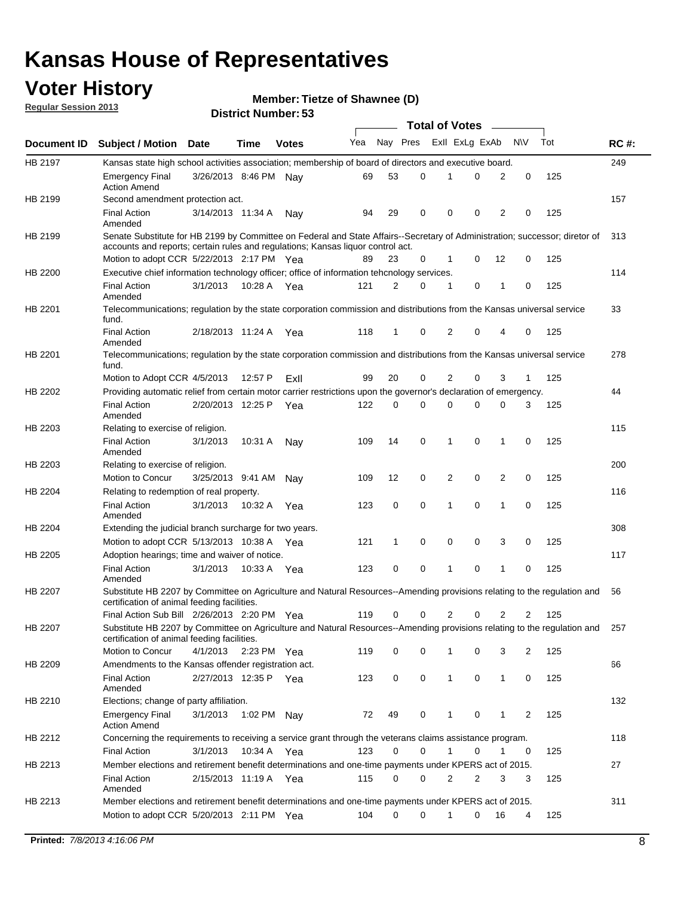# Kansas House of Representatives

## Voter History

**Regular Session 2013**

**Member: Tietze of Shawnee (D)**

**District Number: 53**

| Document ID | Subject / Motion | Date | Time | Votes | Yea | Nay | Pres | ExII | ExLg | ExAb | N\V | Tot | RC #: |
|---|---|---|---|---|---|---|---|---|---|---|---|---|---|
| HB 2197 | Kansas state high school activities association; membership of board of directors and executive board. | | | | | | | | | | | | 249 |
| | Emergency Final Action Amend | 3/26/2013 | 8:46 PM | Nay | 69 | 53 | 0 | 1 | 0 | 2 | 0 | 125 | |
| HB 2199 | Second amendment protection act. | | | | | | | | | | | | 157 |
| | Final Action Amended | 3/14/2013 | 11:34 A | Nay | 94 | 29 | 0 | 0 | 0 | 2 | 0 | 125 | |
| HB 2199 | Senate Substitute for HB 2199 by Committee on Federal and State Affairs--Secretary of Administration; successor; diretor of accounts and reports; certain rules and regulations; Kansas liquor control act. | | | | | | | | | | | | 313 |
| | Motion to adopt CCR | 5/22/2013 | 2:17 PM | Yea | 89 | 23 | 0 | 1 | 0 | 12 | 0 | 125 | |
| HB 2200 | Executive chief information technology officer; office of information tehcnology services. | | | | | | | | | | | | 114 |
| | Final Action Amended | 3/1/2013 | 10:28 A | Yea | 121 | 2 | 0 | 1 | 0 | 1 | 0 | 125 | |
| HB 2201 | Telecommunications; regulation by the state corporation commission and distributions from the Kansas universal service fund. | | | | | | | | | | | | 33 |
| | Final Action Amended | 2/18/2013 | 11:24 A | Yea | 118 | 1 | 0 | 2 | 0 | 4 | 0 | 125 | |
| HB 2201 | Telecommunications; regulation by the state corporation commission and distributions from the Kansas universal service fund. | | | | | | | | | | | | 278 |
| | Motion to Adopt CCR | 4/5/2013 | 12:57 P | ExII | 99 | 20 | 0 | 2 | 0 | 3 | 1 | 125 | |
| HB 2202 | Providing automatic relief from certain motor carrier restrictions upon the governor's declaration of emergency. | | | | | | | | | | | | 44 |
| | Final Action Amended | 2/20/2013 | 12:25 P | Yea | 122 | 0 | 0 | 0 | 0 | 0 | 3 | 125 | |
| HB 2203 | Relating to exercise of religion. | | | | | | | | | | | | 115 |
| | Final Action Amended | 3/1/2013 | 10:31 A | Nay | 109 | 14 | 0 | 1 | 0 | 1 | 0 | 125 | |
| HB 2203 | Relating to exercise of religion. | | | | | | | | | | | | 200 |
| | Motion to Concur | 3/25/2013 | 9:41 AM | Nay | 109 | 12 | 0 | 2 | 0 | 2 | 0 | 125 | |
| HB 2204 | Relating to redemption of real property. | | | | | | | | | | | | 116 |
| | Final Action Amended | 3/1/2013 | 10:32 A | Yea | 123 | 0 | 0 | 1 | 0 | 1 | 0 | 125 | |
| HB 2204 | Extending the judicial branch surcharge for two years. | | | | | | | | | | | | 308 |
| | Motion to adopt CCR | 5/13/2013 | 10:38 A | Yea | 121 | 1 | 0 | 0 | 0 | 3 | 0 | 125 | |
| HB 2205 | Adoption hearings; time and waiver of notice. | | | | | | | | | | | | 117 |
| | Final Action Amended | 3/1/2013 | 10:33 A | Yea | 123 | 0 | 0 | 1 | 0 | 1 | 0 | 125 | |
| HB 2207 | Substitute HB 2207 by Committee on Agriculture and Natural Resources--Amending provisions relating to the regulation and certification of animal feeding facilities. | | | | | | | | | | | | 56 |
| | Final Action Sub Bill | 2/26/2013 | 2:20 PM | Yea | 119 | 0 | 0 | 2 | 0 | 2 | 2 | 125 | |
| HB 2207 | Substitute HB 2207 by Committee on Agriculture and Natural Resources--Amending provisions relating to the regulation and certification of animal feeding facilities. | | | | | | | | | | | | 257 |
| | Motion to Concur | 4/1/2013 | 2:23 PM | Yea | 119 | 0 | 0 | 1 | 0 | 3 | 2 | 125 | |
| HB 2209 | Amendments to the Kansas offender registration act. | | | | | | | | | | | | 66 |
| | Final Action Amended | 2/27/2013 | 12:35 P | Yea | 123 | 0 | 0 | 1 | 0 | 1 | 0 | 125 | |
| HB 2210 | Elections; change of party affiliation. | | | | | | | | | | | | 132 |
| | Emergency Final Action Amend | 3/1/2013 | 1:02 PM | Nay | 72 | 49 | 0 | 1 | 0 | 1 | 2 | 125 | |
| HB 2212 | Concerning the requirements to receiving a service grant through the veterans claims assistance program. | | | | | | | | | | | | 118 |
| | Final Action | 3/1/2013 | 10:34 A | Yea | 123 | 0 | 0 | 1 | 0 | 1 | 0 | 125 | |
| HB 2213 | Member elections and retirement benefit determinations and one-time payments under KPERS act of 2015. | | | | | | | | | | | | 27 |
| | Final Action Amended | 2/15/2013 | 11:19 A | Yea | 115 | 0 | 0 | 2 | 2 | 3 | 3 | 125 | |
| HB 2213 | Member elections and retirement benefit determinations and one-time payments under KPERS act of 2015. | | | | | | | | | | | | 311 |
| | Motion to adopt CCR | 5/20/2013 | 2:11 PM | Yea | 104 | 0 | 0 | 1 | 0 | 16 | 4 | 125 | |

**Printed:** *7/8/2013 4:16:06 PM*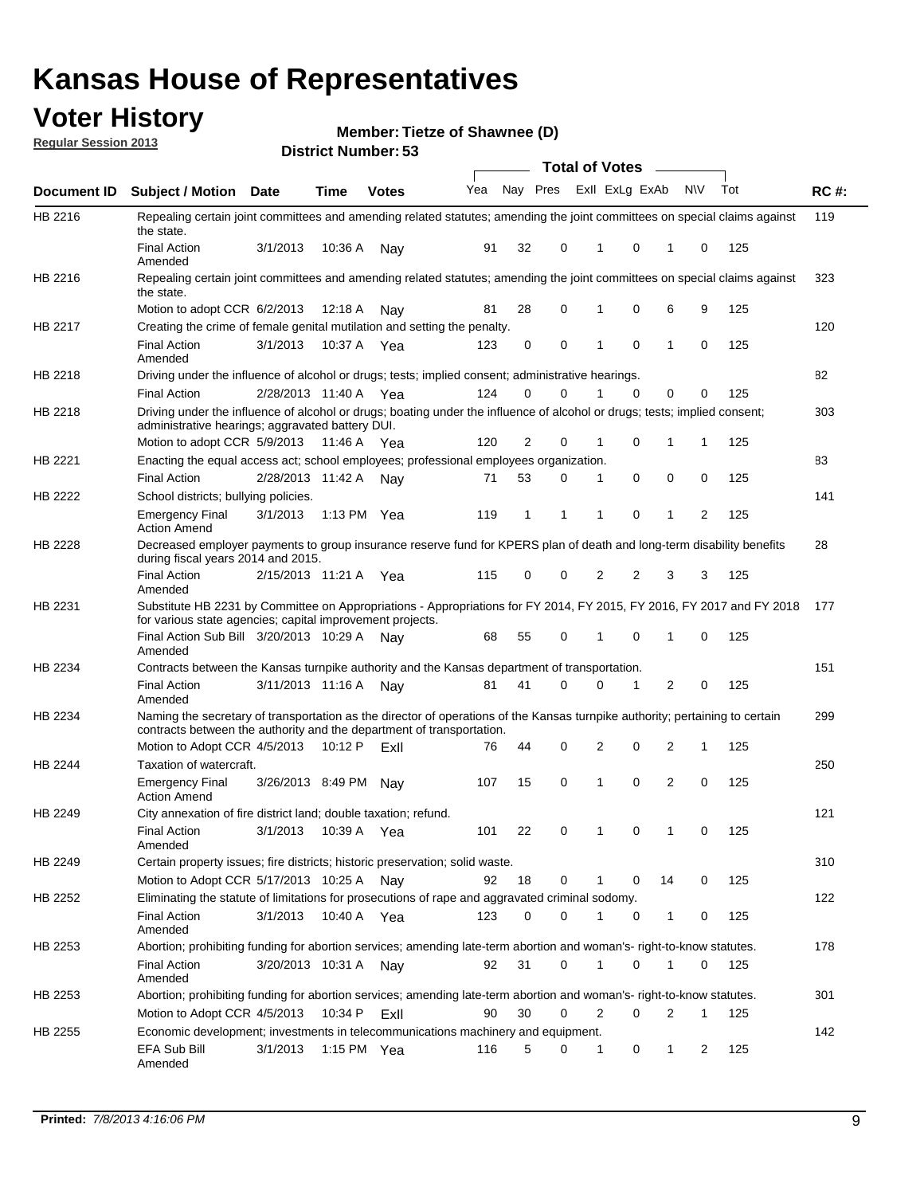# Kansas House of Representatives

## Voter History

**Regular Session 2013**

**Member: Tietze of Shawnee (D)**

**District Number: 53**

| Document ID | Subject / Motion | Date | Time | Votes | Yea | Nay | Pres | ExII | ExLg | ExAb | N\V | Tot | RC #: |
|---|---|---|---|---|---|---|---|---|---|---|---|---|---|
| HB 2216 | Repealing certain joint committees and amending related statutes; amending the joint committees on special claims against the state. | | | | | | | | | | | | 119 |
| | Final Action Amended | 3/1/2013 | 10:36 A | Nay | 91 | 32 | 0 | 1 | 0 | 1 | 0 | 125 | |
| HB 2216 | Repealing certain joint committees and amending related statutes; amending the joint committees on special claims against the state. | | | | | | | | | | | | 323 |
| | Motion to adopt CCR | 6/2/2013 | 12:18 A | Nay | 81 | 28 | 0 | 1 | 0 | 6 | 9 | 125 | |
| HB 2217 | Creating the crime of female genital mutilation and setting the penalty. | | | | | | | | | | | | 120 |
| | Final Action Amended | 3/1/2013 | 10:37 A | Yea | 123 | 0 | 0 | 1 | 0 | 1 | 0 | 125 | |
| HB 2218 | Driving under the influence of alcohol or drugs; tests; implied consent; administrative hearings. | | | | | | | | | | | | 82 |
| | Final Action | 2/28/2013 | 11:40 A | Yea | 124 | 0 | 0 | 1 | 0 | 0 | 0 | 125 | |
| HB 2218 | Driving under the influence of alcohol or drugs; boating under the influence of alcohol or drugs; tests; implied consent; administrative hearings; aggravated battery DUI. | | | | | | | | | | | | 303 |
| | Motion to adopt CCR | 5/9/2013 | 11:46 A | Yea | 120 | 2 | 0 | 1 | 0 | 1 | 1 | 125 | |
| HB 2221 | Enacting the equal access act; school employees; professional employees organization. | | | | | | | | | | | | 83 |
| | Final Action | 2/28/2013 | 11:42 A | Nay | 71 | 53 | 0 | 1 | 0 | 0 | 0 | 125 | |
| HB 2222 | School districts; bullying policies. | | | | | | | | | | | | 141 |
| | Emergency Final Action Amend | 3/1/2013 | 1:13 PM | Yea | 119 | 1 | 1 | 1 | 0 | 1 | 2 | 125 | |
| HB 2228 | Decreased employer payments to group insurance reserve fund for KPERS plan of death and long-term disability benefits during fiscal years 2014 and 2015. | | | | | | | | | | | | 28 |
| | Final Action Amended | 2/15/2013 | 11:21 A | Yea | 115 | 0 | 0 | 2 | 2 | 3 | 3 | 125 | |
| HB 2231 | Substitute HB 2231 by Committee on Appropriations - Appropriations for FY 2014, FY 2015, FY 2016, FY 2017 and FY 2018 for various state agencies; capital improvement projects. | | | | | | | | | | | | 177 |
| | Final Action Sub Bill Amended | 3/20/2013 | 10:29 A | Nay | 68 | 55 | 0 | 1 | 0 | 1 | 0 | 125 | |
| HB 2234 | Contracts between the Kansas turnpike authority and the Kansas department of transportation. | | | | | | | | | | | | 151 |
| | Final Action Amended | 3/11/2013 | 11:16 A | Nay | 81 | 41 | 0 | 0 | 1 | 2 | 0 | 125 | |
| HB 2234 | Naming the secretary of transportation as the director of operations of the Kansas turnpike authority; pertaining to certain contracts between the authority and the department of transportation. | | | | | | | | | | | | 299 |
| | Motion to Adopt CCR | 4/5/2013 | 10:12 P | ExII | 76 | 44 | 0 | 2 | 0 | 2 | 1 | 125 | |
| HB 2244 | Taxation of watercraft. | | | | | | | | | | | | 250 |
| | Emergency Final Action Amend | 3/26/2013 | 8:49 PM | Nay | 107 | 15 | 0 | 1 | 0 | 2 | 0 | 125 | |
| HB 2249 | City annexation of fire district land; double taxation; refund. | | | | | | | | | | | | 121 |
| | Final Action Amended | 3/1/2013 | 10:39 A | Yea | 101 | 22 | 0 | 1 | 0 | 1 | 0 | 125 | |
| HB 2249 | Certain property issues; fire districts; historic preservation; solid waste. | | | | | | | | | | | | 310 |
| | Motion to Adopt CCR | 5/17/2013 | 10:25 A | Nay | 92 | 18 | 0 | 1 | 0 | 14 | 0 | 125 | |
| HB 2252 | Eliminating the statute of limitations for prosecutions of rape and aggravated criminal sodomy. | | | | | | | | | | | | 122 |
| | Final Action Amended | 3/1/2013 | 10:40 A | Yea | 123 | 0 | 0 | 1 | 0 | 1 | 0 | 125 | |
| HB 2253 | Abortion; prohibiting funding for abortion services; amending late-term abortion and woman's- right-to-know statutes. | | | | | | | | | | | | 178 |
| | Final Action Amended | 3/20/2013 | 10:31 A | Nay | 92 | 31 | 0 | 1 | 0 | 1 | 0 | 125 | |
| HB 2253 | Abortion; prohibiting funding for abortion services; amending late-term abortion and woman's- right-to-know statutes. | | | | | | | | | | | | 301 |
| | Motion to Adopt CCR | 4/5/2013 | 10:34 P | ExII | 90 | 30 | 0 | 2 | 0 | 2 | 1 | 125 | |
| HB 2255 | Economic development; investments in telecommunications machinery and equipment. | | | | | | | | | | | | 142 |
| | EFA Sub Bill Amended | 3/1/2013 | 1:15 PM | Yea | 116 | 5 | 0 | 1 | 0 | 1 | 2 | 125 | |

**Printed:** 7/8/2013 4:16:06 PM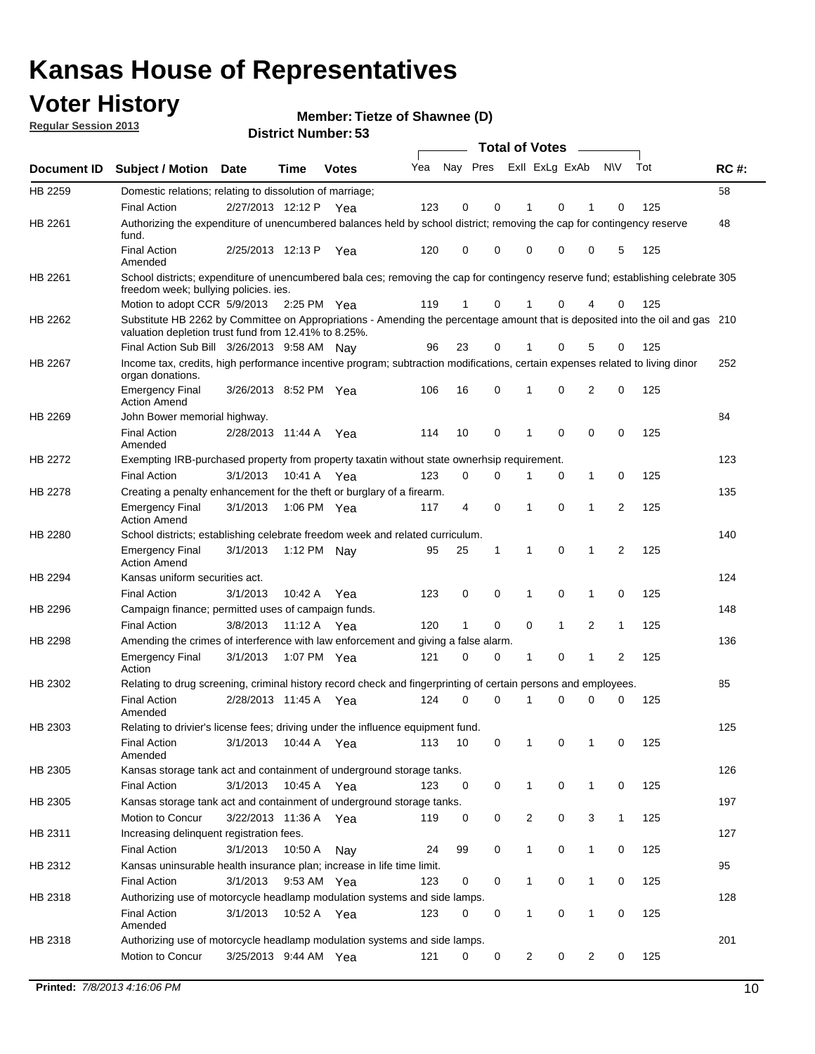# Kansas House of Representatives

## Voter History

**Regular Session 2013**

**Member: Tietze of Shawnee (D)**

**District Number: 53**

| Document ID | Subject / Motion | Date | Time | Votes | Yea | Nay | Pres | ExII | ExLg | ExAb | N\V | Tot | RC #: |
|---|---|---|---|---|---|---|---|---|---|---|---|---|---|
| HB 2259 | Domestic relations; relating to dissolution of marriage; | | | | | | | | | | | | 58 |
| | Final Action | 2/27/2013 | 12:12 P | Yea | 123 | 0 | 0 | 1 | 0 | 1 | 0 | 125 | |
| HB 2261 | Authorizing the expenditure of unencumbered balances held by school district; removing the cap for contingency reserve fund. | | | | | | | | | | | | 48 |
| | Final Action Amended | 2/25/2013 | 12:13 P | Yea | 120 | 0 | 0 | 0 | 0 | 0 | 5 | 125 | |
| HB 2261 | School districts; expenditure of unencumbered bala ces; removing the cap for contingency reserve fund; establishing celebrate freedom week; bullying policies. ies. | | | | | | | | | | | | 305 |
| | Motion to adopt CCR | 5/9/2013 | 2:25 PM | Yea | 119 | 1 | 0 | 1 | 0 | 4 | 0 | 125 | |
| HB 2262 | Substitute HB 2262 by Committee on Appropriations - Amending the percentage amount that is deposited into the oil and gas valuation depletion trust fund from 12.41% to 8.25%. | | | | | | | | | | | | 210 |
| | Final Action Sub Bill | 3/26/2013 | 9:58 AM | Nay | 96 | 23 | 0 | 1 | 0 | 5 | 0 | 125 | |
| HB 2267 | Income tax, credits, high performance incentive program; subtraction modifications, certain expenses related to living dinor organ donations. | | | | | | | | | | | | 252 |
| | Emergency Final Action Amend | 3/26/2013 | 8:52 PM | Yea | 106 | 16 | 0 | 1 | 0 | 2 | 0 | 125 | |
| HB 2269 | John Bower memorial highway. | | | | | | | | | | | | 84 |
| | Final Action Amended | 2/28/2013 | 11:44 A | Yea | 114 | 10 | 0 | 1 | 0 | 0 | 0 | 125 | |
| HB 2272 | Exempting IRB-purchased property from property taxatin without state ownerhsip requirement. | | | | | | | | | | | | 123 |
| | Final Action | 3/1/2013 | 10:41 A | Yea | 123 | 0 | 0 | 1 | 0 | 1 | 0 | 125 | |
| HB 2278 | Creating a penalty enhancement for the theft or burglary of a firearm. | | | | | | | | | | | | 135 |
| | Emergency Final Action Amend | 3/1/2013 | 1:06 PM | Yea | 117 | 4 | 0 | 1 | 0 | 1 | 2 | 125 | |
| HB 2280 | School districts; establishing celebrate freedom week and related curriculum. | | | | | | | | | | | | 140 |
| | Emergency Final Action Amend | 3/1/2013 | 1:12 PM | Nay | 95 | 25 | 1 | 1 | 0 | 1 | 2 | 125 | |
| HB 2294 | Kansas uniform securities act. | | | | | | | | | | | | 124 |
| | Final Action | 3/1/2013 | 10:42 A | Yea | 123 | 0 | 0 | 1 | 0 | 1 | 0 | 125 | |
| HB 2296 | Campaign finance; permitted uses of campaign funds. | | | | | | | | | | | | 148 |
| | Final Action | 3/8/2013 | 11:12 A | Yea | 120 | 1 | 0 | 0 | 1 | 2 | 1 | 125 | |
| HB 2298 | Amending the crimes of interference with law enforcement and giving a false alarm. | | | | | | | | | | | | 136 |
| | Emergency Final Action | 3/1/2013 | 1:07 PM | Yea | 121 | 0 | 0 | 1 | 0 | 1 | 2 | 125 | |
| HB 2302 | Relating to drug screening, criminal history record check and fingerprinting of certain persons and employees. | | | | | | | | | | | | 85 |
| | Final Action Amended | 2/28/2013 | 11:45 A | Yea | 124 | 0 | 0 | 1 | 0 | 0 | 0 | 125 | |
| HB 2303 | Relating to drivier's license fees; driving under the influence equipment fund. | | | | | | | | | | | | 125 |
| | Final Action Amended | 3/1/2013 | 10:44 A | Yea | 113 | 10 | 0 | 1 | 0 | 1 | 0 | 125 | |
| HB 2305 | Kansas storage tank act and containment of underground storage tanks. | | | | | | | | | | | | 126 |
| | Final Action | 3/1/2013 | 10:45 A | Yea | 123 | 0 | 0 | 1 | 0 | 1 | 0 | 125 | |
| HB 2305 | Kansas storage tank act and containment of underground storage tanks. | | | | | | | | | | | | 197 |
| | Motion to Concur | 3/22/2013 | 11:36 A | Yea | 119 | 0 | 0 | 2 | 0 | 3 | 1 | 125 | |
| HB 2311 | Increasing delinquent registration fees. | | | | | | | | | | | | 127 |
| | Final Action | 3/1/2013 | 10:50 A | Nay | 24 | 99 | 0 | 1 | 0 | 1 | 0 | 125 | |
| HB 2312 | Kansas uninsurable health insurance plan; increase in life time limit. | | | | | | | | | | | | 95 |
| | Final Action | 3/1/2013 | 9:53 AM | Yea | 123 | 0 | 0 | 1 | 0 | 1 | 0 | 125 | |
| HB 2318 | Authorizing use of motorcycle headlamp modulation systems and side lamps. | | | | | | | | | | | | 128 |
| | Final Action Amended | 3/1/2013 | 10:52 A | Yea | 123 | 0 | 0 | 1 | 0 | 1 | 0 | 125 | |
| HB 2318 | Authorizing use of motorcycle headlamp modulation systems and side lamps. | | | | | | | | | | | | 201 |
| | Motion to Concur | 3/25/2013 | 9:44 AM | Yea | 121 | 0 | 0 | 2 | 0 | 2 | 0 | 125 | |

**Printed:** *7/8/2013 4:16:06 PM*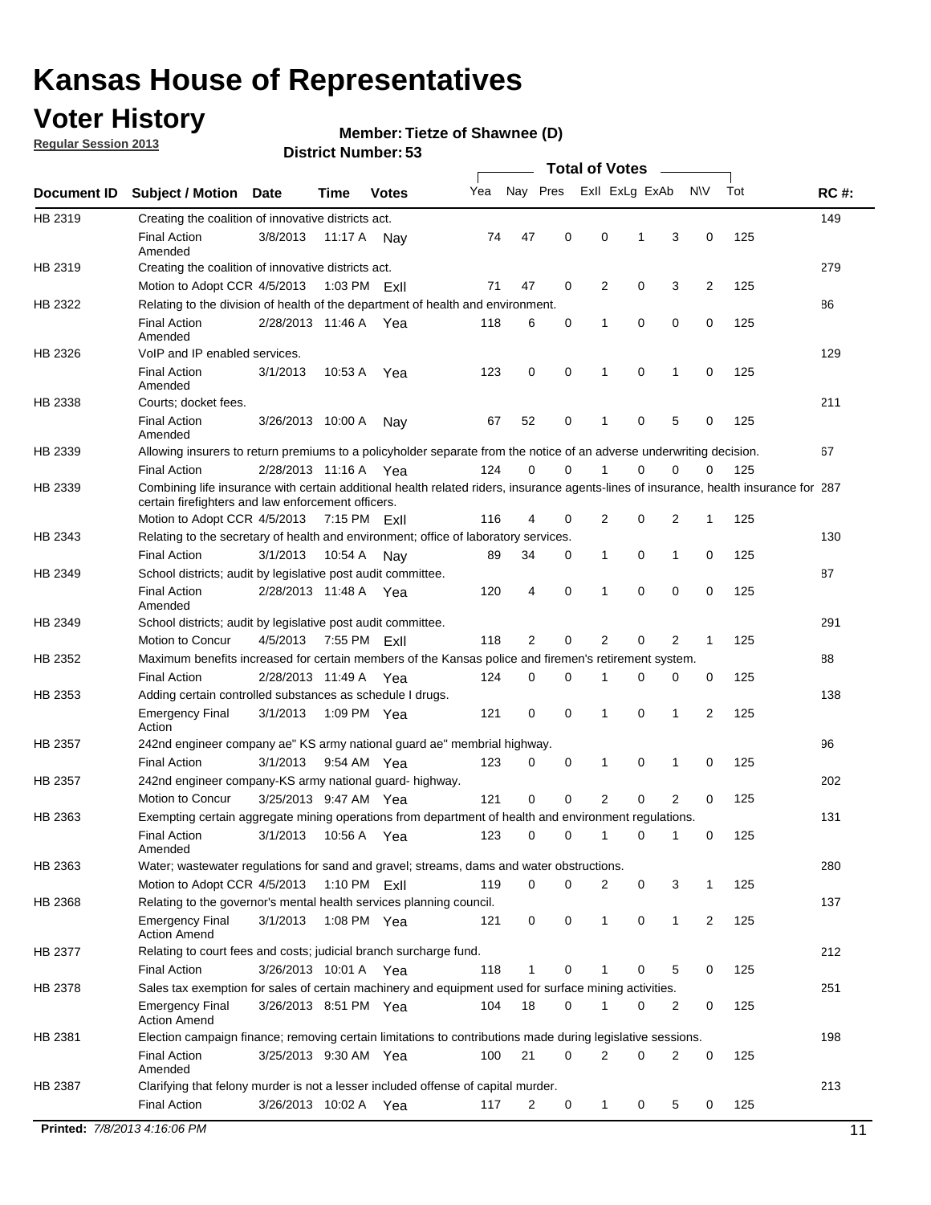# Kansas House of Representatives

## Voter History

**Regular Session 2013**

**Member: Tietze of Shawnee (D)**

**District Number: 53**

| Document ID | Subject / Motion | Date | Time | Votes | Yea | Nay | Pres | ExII | ExLg | ExAb | N\V | Tot | RC #: |
|---|---|---|---|---|---|---|---|---|---|---|---|---|---|
| HB 2319 | Creating the coalition of innovative districts act. | | | | | | | | | | | | 149 |
| | Final Action Amended | 3/8/2013 | 11:17 A | Nay | 74 | 47 | 0 | 0 | 1 | 3 | 0 | 125 | |
| HB 2319 | Creating the coalition of innovative districts act. | | | | | | | | | | | | 279 |
| | Motion to Adopt CCR | 4/5/2013 | 1:03 PM | ExII | 71 | 47 | 0 | 2 | 0 | 3 | 2 | 125 | |
| HB 2322 | Relating to the division of health of the department of health and environment. | | | | | | | | | | | | 86 |
| | Final Action Amended | 2/28/2013 | 11:46 A | Yea | 118 | 6 | 0 | 1 | 0 | 0 | 0 | 125 | |
| HB 2326 | VoIP and IP enabled services. | | | | | | | | | | | | 129 |
| | Final Action Amended | 3/1/2013 | 10:53 A | Yea | 123 | 0 | 0 | 1 | 0 | 1 | 0 | 125 | |
| HB 2338 | Courts; docket fees. | | | | | | | | | | | | 211 |
| | Final Action Amended | 3/26/2013 | 10:00 A | Nay | 67 | 52 | 0 | 1 | 0 | 5 | 0 | 125 | |
| HB 2339 | Allowing insurers to return premiums to a policyholder separate from the notice of an adverse underwriting decision. | | | | | | | | | | | | 67 |
| | Final Action | 2/28/2013 | 11:16 A | Yea | 124 | 0 | 0 | 1 | 0 | 0 | 0 | 125 | |
| HB 2339 | Combining life insurance with certain additional health related riders, insurance agents-lines of insurance, health insurance for certain firefighters and law enforcement officers. | | | | | | | | | | | | 287 |
| | Motion to Adopt CCR | 4/5/2013 | 7:15 PM | ExII | 116 | 4 | 0 | 2 | 0 | 2 | 1 | 125 | |
| HB 2343 | Relating to the secretary of health and environment; office of laboratory services. | | | | | | | | | | | | 130 |
| | Final Action | 3/1/2013 | 10:54 A | Nay | 89 | 34 | 0 | 1 | 0 | 1 | 0 | 125 | |
| HB 2349 | School districts; audit by legislative post audit committee. | | | | | | | | | | | | 87 |
| | Final Action Amended | 2/28/2013 | 11:48 A | Yea | 120 | 4 | 0 | 1 | 0 | 0 | 0 | 125 | |
| HB 2349 | School districts; audit by legislative post audit committee. | | | | | | | | | | | | 291 |
| | Motion to Concur | 4/5/2013 | 7:55 PM | ExII | 118 | 2 | 0 | 2 | 0 | 2 | 1 | 125 | |
| HB 2352 | Maximum benefits increased for certain members of the Kansas police and firemen's retirement system. | | | | | | | | | | | | 88 |
| | Final Action | 2/28/2013 | 11:49 A | Yea | 124 | 0 | 0 | 1 | 0 | 0 | 0 | 125 | |
| HB 2353 | Adding certain controlled substances as schedule I drugs. | | | | | | | | | | | | 138 |
| | Emergency Final Action | 3/1/2013 | 1:09 PM | Yea | 121 | 0 | 0 | 1 | 0 | 1 | 2 | 125 | |
| HB 2357 | 242nd engineer company ae" KS army national guard ae" membrial highway. | | | | | | | | | | | | 96 |
| | Final Action | 3/1/2013 | 9:54 AM | Yea | 123 | 0 | 0 | 1 | 0 | 1 | 0 | 125 | |
| HB 2357 | 242nd engineer company-KS army national guard- highway. | | | | | | | | | | | | 202 |
| | Motion to Concur | 3/25/2013 | 9:47 AM | Yea | 121 | 0 | 0 | 2 | 0 | 2 | 0 | 125 | |
| HB 2363 | Exempting certain aggregate mining operations from department of health and environment regulations. | | | | | | | | | | | | 131 |
| | Final Action Amended | 3/1/2013 | 10:56 A | Yea | 123 | 0 | 0 | 1 | 0 | 1 | 0 | 125 | |
| HB 2363 | Water; wastewater regulations for sand and gravel; streams, dams and water obstructions. | | | | | | | | | | | | 280 |
| | Motion to Adopt CCR | 4/5/2013 | 1:10 PM | ExII | 119 | 0 | 0 | 2 | 0 | 3 | 1 | 125 | |
| HB 2368 | Relating to the governor's mental health services planning council. | | | | | | | | | | | | 137 |
| | Emergency Final Action Amend | 3/1/2013 | 1:08 PM | Yea | 121 | 0 | 0 | 1 | 0 | 1 | 2 | 125 | |
| HB 2377 | Relating to court fees and costs; judicial branch surcharge fund. | | | | | | | | | | | | 212 |
| | Final Action | 3/26/2013 | 10:01 A | Yea | 118 | 1 | 0 | 1 | 0 | 5 | 0 | 125 | |
| HB 2378 | Sales tax exemption for sales of certain machinery and equipment used for surface mining activities. | | | | | | | | | | | | 251 |
| | Emergency Final Action Amend | 3/26/2013 | 8:51 PM | Yea | 104 | 18 | 0 | 1 | 0 | 2 | 0 | 125 | |
| HB 2381 | Election campaign finance; removing certain limitations to contributions made during legislative sessions. | | | | | | | | | | | | 198 |
| | Final Action Amended | 3/25/2013 | 9:30 AM | Yea | 100 | 21 | 0 | 2 | 0 | 2 | 0 | 125 | |
| HB 2387 | Clarifying that felony murder is not a lesser included offense of capital murder. | | | | | | | | | | | | 213 |
| | Final Action | 3/26/2013 | 10:02 A | Yea | 117 | 2 | 0 | 1 | 0 | 5 | 0 | 125 | |

**Printed:** *7/8/2013 4:16:06 PM*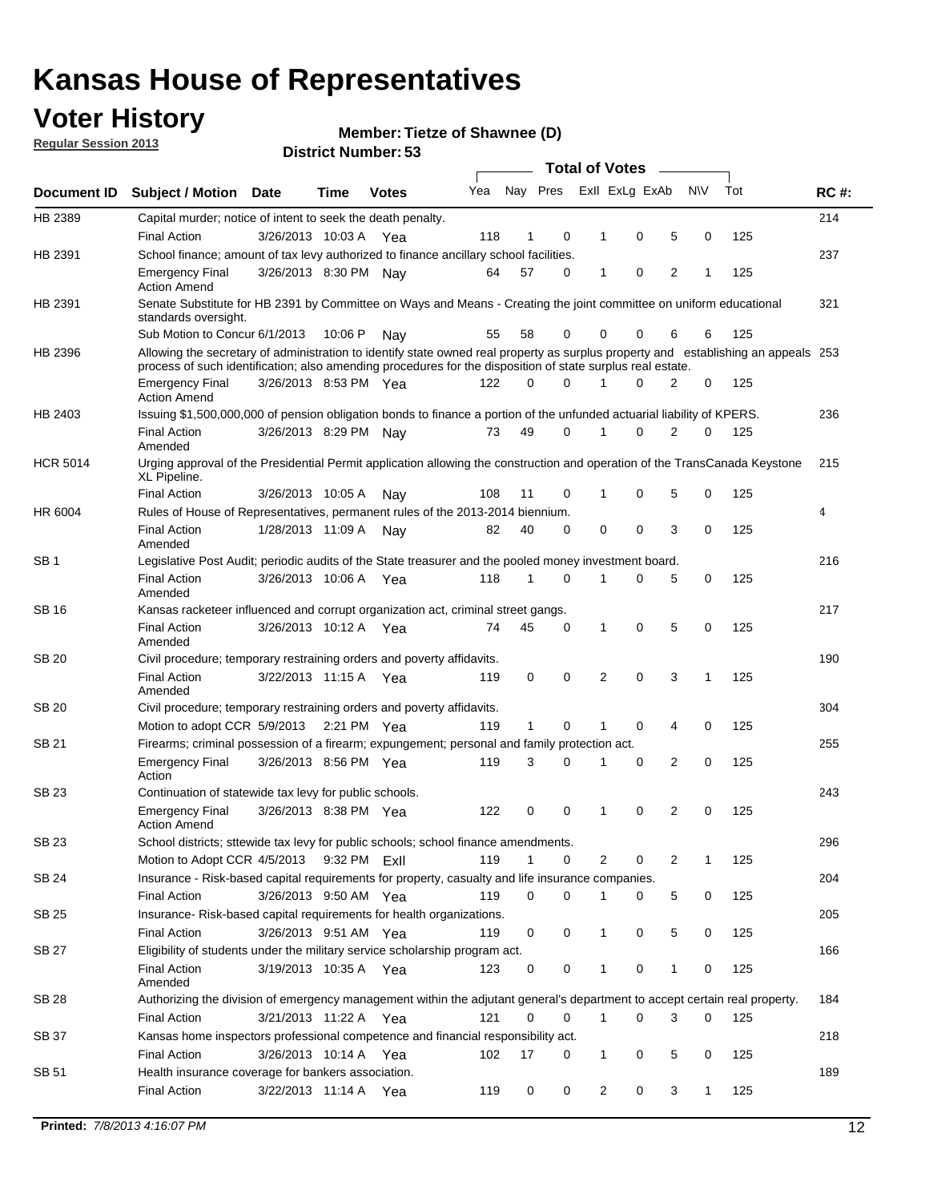# Kansas House of Representatives

## Voter History

**Regular Session 2013**

**Member: Tietze of Shawnee (D)**

**District Number: 53**

| Document ID | Subject / Motion | Date | Time | Votes | Yea | Nay | Pres | ExII | ExLg | ExAb | N\V | Tot | RC #: |
|---|---|---|---|---|---|---|---|---|---|---|---|---|---|
| HB 2389 | Capital murder; notice of intent to seek the death penalty. | | | | | | | | | | | | 214 |
| | Final Action | 3/26/2013 | 10:03 A | Yea | 118 | 1 | 0 | 1 | 0 | 5 | 0 | 125 | |
| HB 2391 | School finance; amount of tax levy authorized to finance ancillary school facilities. | | | | | | | | | | | | 237 |
| | Emergency Final Action Amend | 3/26/2013 | 8:30 PM | Nay | 64 | 57 | 0 | 1 | 0 | 2 | 1 | 125 | |
| HB 2391 | Senate Substitute for HB 2391 by Committee on Ways and Means - Creating the joint committee on uniform educational standards oversight. | | | | | | | | | | | | 321 |
| | Sub Motion to Concur | 6/1/2013 | 10:06 P | Nay | 55 | 58 | 0 | 0 | 0 | 6 | 6 | 125 | |
| HB 2396 | Allowing the secretary of administration to identify state owned real property as surplus property and establishing an appeals process of such identification; also amending procedures for the disposition of state surplus real estate. | | | | | | | | | | | | 253 |
| | Emergency Final Action Amend | 3/26/2013 | 8:53 PM | Yea | 122 | 0 | 0 | 1 | 0 | 2 | 0 | 125 | |
| HB 2403 | Issuing $1,500,000,000 of pension obligation bonds to finance a portion of the unfunded actuarial liability of KPERS. | | | | | | | | | | | | 236 |
| | Final Action Amended | 3/26/2013 | 8:29 PM | Nay | 73 | 49 | 0 | 1 | 0 | 2 | 0 | 125 | |
| HCR 5014 | Urging approval of the Presidential Permit application allowing the construction and operation of the TransCanada Keystone XL Pipeline. | | | | | | | | | | | | 215 |
| | Final Action | 3/26/2013 | 10:05 A | Nay | 108 | 11 | 0 | 1 | 0 | 5 | 0 | 125 | |
| HR 6004 | Rules of House of Representatives, permanent rules of the 2013-2014 biennium. | | | | | | | | | | | | 4 |
| | Final Action Amended | 1/28/2013 | 11:09 A | Nay | 82 | 40 | 0 | 0 | 0 | 3 | 0 | 125 | |
| SB 1 | Legislative Post Audit; periodic audits of the State treasurer and the pooled money investment board. | | | | | | | | | | | | 216 |
| | Final Action Amended | 3/26/2013 | 10:06 A | Yea | 118 | 1 | 0 | 1 | 0 | 5 | 0 | 125 | |
| SB 16 | Kansas racketeer influenced and corrupt organization act, criminal street gangs. | | | | | | | | | | | | 217 |
| | Final Action Amended | 3/26/2013 | 10:12 A | Yea | 74 | 45 | 0 | 1 | 0 | 5 | 0 | 125 | |
| SB 20 | Civil procedure; temporary restraining orders and poverty affidavits. | | | | | | | | | | | | 190 |
| | Final Action Amended | 3/22/2013 | 11:15 A | Yea | 119 | 0 | 0 | 2 | 0 | 3 | 1 | 125 | |
| SB 20 | Civil procedure; temporary restraining orders and poverty affidavits. | | | | | | | | | | | | 304 |
| | Motion to adopt CCR | 5/9/2013 | 2:21 PM | Yea | 119 | 1 | 0 | 1 | 0 | 4 | 0 | 125 | |
| SB 21 | Firearms; criminal possession of a firearm; expungement; personal and family protection act. | | | | | | | | | | | | 255 |
| | Emergency Final Action | 3/26/2013 | 8:56 PM | Yea | 119 | 3 | 0 | 1 | 0 | 2 | 0 | 125 | |
| SB 23 | Continuation of statewide tax levy for public schools. | | | | | | | | | | | | 243 |
| | Emergency Final Action Amend | 3/26/2013 | 8:38 PM | Yea | 122 | 0 | 0 | 1 | 0 | 2 | 0 | 125 | |
| SB 23 | School districts; sttewide tax levy for public schools; school finance amendments. | | | | | | | | | | | | 296 |
| | Motion to Adopt CCR | 4/5/2013 | 9:32 PM | ExII | 119 | 1 | 0 | 2 | 0 | 2 | 1 | 125 | |
| SB 24 | Insurance - Risk-based capital requirements for property, casualty and life insurance companies. | | | | | | | | | | | | 204 |
| | Final Action | 3/26/2013 | 9:50 AM | Yea | 119 | 0 | 0 | 1 | 0 | 5 | 0 | 125 | |
| SB 25 | Insurance- Risk-based capital requirements for health organizations. | | | | | | | | | | | | 205 |
| | Final Action | 3/26/2013 | 9:51 AM | Yea | 119 | 0 | 0 | 1 | 0 | 5 | 0 | 125 | |
| SB 27 | Eligibility of students under the military service scholarship program act. | | | | | | | | | | | | 166 |
| | Final Action Amended | 3/19/2013 | 10:35 A | Yea | 123 | 0 | 0 | 1 | 0 | 1 | 0 | 125 | |
| SB 28 | Authorizing the division of emergency management within the adjutant general's department to accept certain real property. | | | | | | | | | | | | 184 |
| | Final Action | 3/21/2013 | 11:22 A | Yea | 121 | 0 | 0 | 1 | 0 | 3 | 0 | 125 | |
| SB 37 | Kansas home inspectors professional competence and financial responsibility act. | | | | | | | | | | | | 218 |
| | Final Action | 3/26/2013 | 10:14 A | Yea | 102 | 17 | 0 | 1 | 0 | 5 | 0 | 125 | |
| SB 51 | Health insurance coverage for bankers association. | | | | | | | | | | | | 189 |
| | Final Action | 3/22/2013 | 11:14 A | Yea | 119 | 0 | 0 | 2 | 0 | 3 | 1 | 125 | |

**Printed:** *7/8/2013 4:16:07 PM*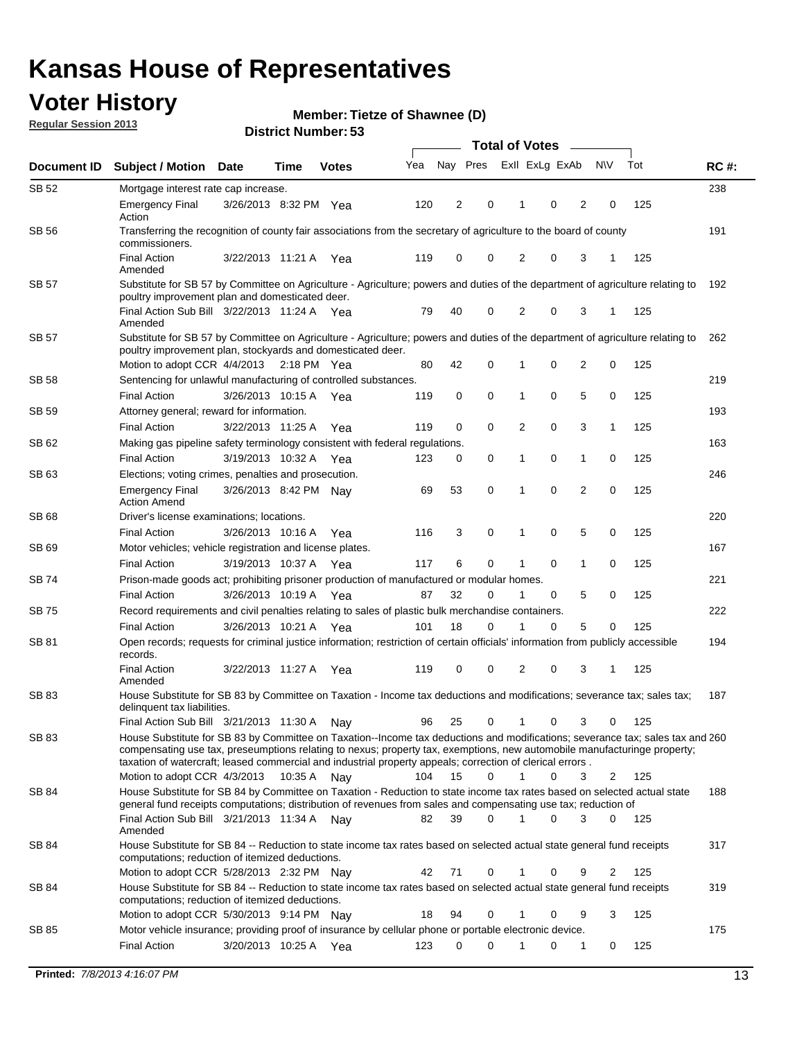# Kansas House of Representatives

## Voter History

**Regular Session 2013**

**Member: Tietze of Shawnee (D)**

**District Number: 53**

| Document ID | Subject / Motion | Date | Time | Votes | Yea | Nay | Pres | ExII | ExLg | ExAb | N\V | Tot | RC #: |
|---|---|---|---|---|---|---|---|---|---|---|---|---|---|
| SB 52 | Mortgage interest rate cap increase. | | | | | | | | | | | | 238 |
| | Emergency Final Action | 3/26/2013 | 8:32 PM | Yea | 120 | 2 | 0 | 1 | 0 | 2 | 0 | 125 | |
| SB 56 | Transferring the recognition of county fair associations from the secretary of agriculture to the board of county commissioners. | | | | | | | | | | | | 191 |
| | Final Action Amended | 3/22/2013 | 11:21 A | Yea | 119 | 0 | 0 | 2 | 0 | 3 | 1 | 125 | |
| SB 57 | Substitute for SB 57 by Committee on Agriculture - Agriculture; powers and duties of the department of agriculture relating to poultry improvement plan and domesticated deer. | | | | | | | | | | | | 192 |
| | Final Action Sub Bill Amended | 3/22/2013 | 11:24 A | Yea | 79 | 40 | 0 | 2 | 0 | 3 | 1 | 125 | |
| SB 57 | Substitute for SB 57 by Committee on Agriculture - Agriculture; powers and duties of the department of agriculture relating to poultry improvement plan, stockyards and domesticated deer. | | | | | | | | | | | | 262 |
| | Motion to adopt CCR | 4/4/2013 | 2:18 PM | Yea | 80 | 42 | 0 | 1 | 0 | 2 | 0 | 125 | |
| SB 58 | Sentencing for unlawful manufacturing of controlled substances. | | | | | | | | | | | | 219 |
| | Final Action | 3/26/2013 | 10:15 A | Yea | 119 | 0 | 0 | 1 | 0 | 5 | 0 | 125 | |
| SB 59 | Attorney general; reward for information. | | | | | | | | | | | | 193 |
| | Final Action | 3/22/2013 | 11:25 A | Yea | 119 | 0 | 0 | 2 | 0 | 3 | 1 | 125 | |
| SB 62 | Making gas pipeline safety terminology consistent with federal regulations. | | | | | | | | | | | | 163 |
| | Final Action | 3/19/2013 | 10:32 A | Yea | 123 | 0 | 0 | 1 | 0 | 1 | 0 | 125 | |
| SB 63 | Elections; voting crimes, penalties and prosecution. | | | | | | | | | | | | 246 |
| | Emergency Final Action Amend | 3/26/2013 | 8:42 PM | Nay | 69 | 53 | 0 | 1 | 0 | 2 | 0 | 125 | |
| SB 68 | Driver's license examinations; locations. | | | | | | | | | | | | 220 |
| | Final Action | 3/26/2013 | 10:16 A | Yea | 116 | 3 | 0 | 1 | 0 | 5 | 0 | 125 | |
| SB 69 | Motor vehicles; vehicle registration and license plates. | | | | | | | | | | | | 167 |
| | Final Action | 3/19/2013 | 10:37 A | Yea | 117 | 6 | 0 | 1 | 0 | 1 | 0 | 125 | |
| SB 74 | Prison-made goods act; prohibiting prisoner production of manufactured or modular homes. | | | | | | | | | | | | 221 |
| | Final Action | 3/26/2013 | 10:19 A | Yea | 87 | 32 | 0 | 1 | 0 | 5 | 0 | 125 | |
| SB 75 | Record requirements and civil penalties relating to sales of plastic bulk merchandise containers. | | | | | | | | | | | | 222 |
| | Final Action | 3/26/2013 | 10:21 A | Yea | 101 | 18 | 0 | 1 | 0 | 5 | 0 | 125 | |
| SB 81 | Open records; requests for criminal justice information; restriction of certain officials' information from publicly accessible records. | | | | | | | | | | | | 194 |
| | Final Action Amended | 3/22/2013 | 11:27 A | Yea | 119 | 0 | 0 | 2 | 0 | 3 | 1 | 125 | |
| SB 83 | House Substitute for SB 83 by Committee on Taxation - Income tax deductions and modifications; severance tax; sales tax; delinquent tax liabilities. | | | | | | | | | | | | 187 |
| | Final Action Sub Bill | 3/21/2013 | 11:30 A | Nay | 96 | 25 | 0 | 1 | 0 | 3 | 0 | 125 | |
| SB 83 | House Substitute for SB 83 by Committee on Taxation--Income tax deductions and modifications; severance tax; sales tax and compensating use tax, preseumptions relating to nexus; property tax, exemptions, new automobile manufacturinge property; taxation of watercraft; leased commercial and industrial property appeals; correction of clerical errors . | | | | | | | | | | | | 260 |
| | Motion to adopt CCR | 4/3/2013 | 10:35 A | Nay | 104 | 15 | 0 | 1 | 0 | 3 | 2 | 125 | |
| SB 84 | House Substitute for SB 84 by Committee on Taxation - Reduction to state income tax rates based on selected actual state general fund receipts computations; distribution of revenues from sales and compensating use tax; reduction of | | | | | | | | | | | | 188 |
| | Final Action Sub Bill Amended | 3/21/2013 | 11:34 A | Nay | 82 | 39 | 0 | 1 | 0 | 3 | 0 | 125 | |
| SB 84 | House Substitute for SB 84 -- Reduction to state income tax rates based on selected actual state general fund receipts computations; reduction of itemized deductions. | | | | | | | | | | | | 317 |
| | Motion to adopt CCR | 5/28/2013 | 2:32 PM | Nay | 42 | 71 | 0 | 1 | 0 | 9 | 2 | 125 | |
| SB 84 | House Substitute for SB 84 -- Reduction to state income tax rates based on selected actual state general fund receipts computations; reduction of itemized deductions. | | | | | | | | | | | | 319 |
| | Motion to adopt CCR | 5/30/2013 | 9:14 PM | Nay | 18 | 94 | 0 | 1 | 0 | 9 | 3 | 125 | |
| SB 85 | Motor vehicle insurance; providing proof of insurance by cellular phone or portable electronic device. | | | | | | | | | | | | 175 |
| | Final Action | 3/20/2013 | 10:25 A | Yea | 123 | 0 | 0 | 1 | 0 | 1 | 0 | 125 | |

**Printed:** *7/8/2013 4:16:07 PM*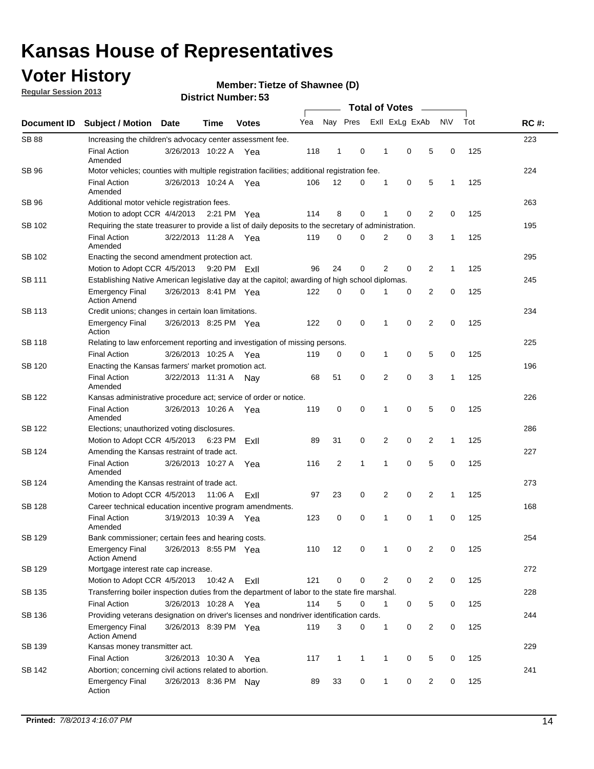# Kansas House of Representatives

## Voter History

**Regular Session 2013**

**Member: Tietze of Shawnee (D)**

**District Number: 53**

| Document ID | Subject / Motion | Date | Time | Votes | Yea | Nay | Pres | ExII | ExLg | ExAb | N\V | Tot | RC #: |
|---|---|---|---|---|---|---|---|---|---|---|---|---|---|
| SB 88 | Increasing the children's advocacy center assessment fee. | | | | | | | | | | | | 223 |
| | Final Action Amended | 3/26/2013 | 10:22 A | Yea | 118 | 1 | 0 | 1 | 0 | 5 | 0 | 125 | |
| SB 96 | Motor vehicles; counties with multiple registration facilities; additional registration fee. | | | | | | | | | | | | 224 |
| | Final Action Amended | 3/26/2013 | 10:24 A | Yea | 106 | 12 | 0 | 1 | 0 | 5 | 1 | 125 | |
| SB 96 | Additional motor vehicle registration fees. | | | | | | | | | | | | 263 |
| | Motion to adopt CCR | 4/4/2013 | 2:21 PM | Yea | 114 | 8 | 0 | 1 | 0 | 2 | 0 | 125 | |
| SB 102 | Requiring the state treasurer to provide a list of daily deposits to the secretary of administration. | | | | | | | | | | | | 195 |
| | Final Action Amended | 3/22/2013 | 11:28 A | Yea | 119 | 0 | 0 | 2 | 0 | 3 | 1 | 125 | |
| SB 102 | Enacting the second amendment protection act. | | | | | | | | | | | | 295 |
| | Motion to Adopt CCR | 4/5/2013 | 9:20 PM | ExII | 96 | 24 | 0 | 2 | 0 | 2 | 1 | 125 | |
| SB 111 | Establishing Native American legislative day at the capitol; awarding of high school diplomas. | | | | | | | | | | | | 245 |
| | Emergency Final Action Amend | 3/26/2013 | 8:41 PM | Yea | 122 | 0 | 0 | 1 | 0 | 2 | 0 | 125 | |
| SB 113 | Credit unions; changes in certain loan limitations. | | | | | | | | | | | | 234 |
| | Emergency Final Action | 3/26/2013 | 8:25 PM | Yea | 122 | 0 | 0 | 1 | 0 | 2 | 0 | 125 | |
| SB 118 | Relating to law enforcement reporting and investigation of missing persons. | | | | | | | | | | | | 225 |
| | Final Action | 3/26/2013 | 10:25 A | Yea | 119 | 0 | 0 | 1 | 0 | 5 | 0 | 125 | |
| SB 120 | Enacting the Kansas farmers' market promotion act. | | | | | | | | | | | | 196 |
| | Final Action Amended | 3/22/2013 | 11:31 A | Nay | 68 | 51 | 0 | 2 | 0 | 3 | 1 | 125 | |
| SB 122 | Kansas administrative procedure act; service of order or notice. | | | | | | | | | | | | 226 |
| | Final Action Amended | 3/26/2013 | 10:26 A | Yea | 119 | 0 | 0 | 1 | 0 | 5 | 0 | 125 | |
| SB 122 | Elections; unauthorized voting disclosures. | | | | | | | | | | | | 286 |
| | Motion to Adopt CCR | 4/5/2013 | 6:23 PM | ExII | 89 | 31 | 0 | 2 | 0 | 2 | 1 | 125 | |
| SB 124 | Amending the Kansas restraint of trade act. | | | | | | | | | | | | 227 |
| | Final Action Amended | 3/26/2013 | 10:27 A | Yea | 116 | 2 | 1 | 1 | 0 | 5 | 0 | 125 | |
| SB 124 | Amending the Kansas restraint of trade act. | | | | | | | | | | | | 273 |
| | Motion to Adopt CCR | 4/5/2013 | 11:06 A | ExII | 97 | 23 | 0 | 2 | 0 | 2 | 1 | 125 | |
| SB 128 | Career technical education incentive program amendments. | | | | | | | | | | | | 168 |
| | Final Action Amended | 3/19/2013 | 10:39 A | Yea | 123 | 0 | 0 | 1 | 0 | 1 | 0 | 125 | |
| SB 129 | Bank commissioner; certain fees and hearing costs. | | | | | | | | | | | | 254 |
| | Emergency Final Action Amend | 3/26/2013 | 8:55 PM | Yea | 110 | 12 | 0 | 1 | 0 | 2 | 0 | 125 | |
| SB 129 | Mortgage interest rate cap increase. | | | | | | | | | | | | 272 |
| | Motion to Adopt CCR | 4/5/2013 | 10:42 A | ExII | 121 | 0 | 0 | 2 | 0 | 2 | 0 | 125 | |
| SB 135 | Transferring boiler inspection duties from the department of labor to the state fire marshal. | | | | | | | | | | | | 228 |
| | Final Action | 3/26/2013 | 10:28 A | Yea | 114 | 5 | 0 | 1 | 0 | 5 | 0 | 125 | |
| SB 136 | Providing veterans designation on driver's licenses and nondriver identification cards. | | | | | | | | | | | | 244 |
| | Emergency Final Action Amend | 3/26/2013 | 8:39 PM | Yea | 119 | 3 | 0 | 1 | 0 | 2 | 0 | 125 | |
| SB 139 | Kansas money transmitter act. | | | | | | | | | | | | 229 |
| | Final Action | 3/26/2013 | 10:30 A | Yea | 117 | 1 | 1 | 1 | 0 | 5 | 0 | 125 | |
| SB 142 | Abortion; concerning civil actions related to abortion. | | | | | | | | | | | | 241 |
| | Emergency Final Action | 3/26/2013 | 8:36 PM | Nay | 89 | 33 | 0 | 1 | 0 | 2 | 0 | 125 | |

**Printed:** *7/8/2013 4:16:07 PM*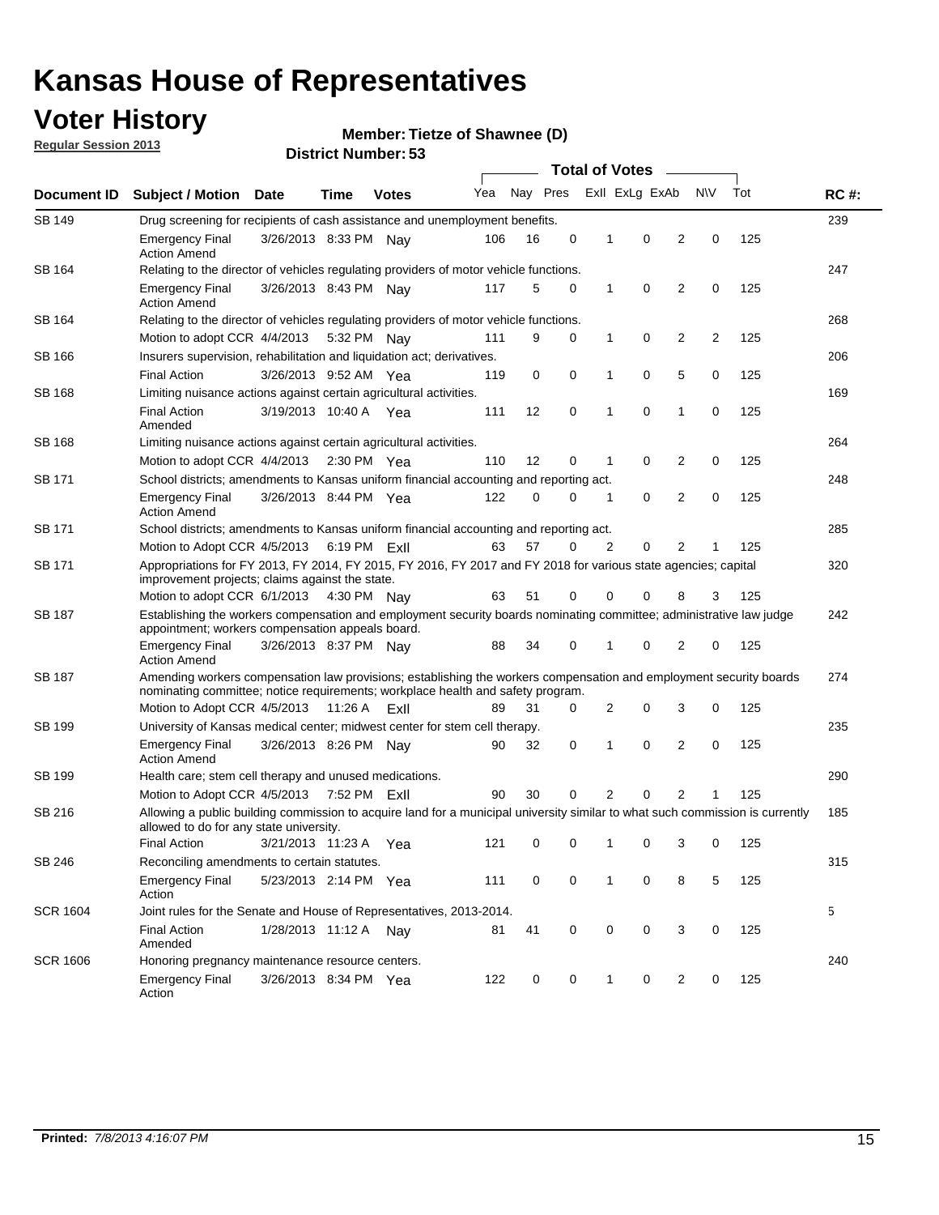# Kansas House of Representatives

## Voter History

**Regular Session 2013**

**Member: Tietze of Shawnee (D)**

**District Number: 53**

| Document ID | Subject / Motion | Date | Time | Votes | Yea | Nay | Pres | ExII | ExLg | ExAb | N\V | Tot | RC #: |
|---|---|---|---|---|---|---|---|---|---|---|---|---|---|
| SB 149 | Drug screening for recipients of cash assistance and unemployment benefits. | | | | | | | | | | | | 239 |
| | Emergency Final Action Amend | 3/26/2013 | 8:33 PM | Nay | 106 | 16 | 0 | 1 | 0 | 2 | 0 | 125 | |
| SB 164 | Relating to the director of vehicles regulating providers of motor vehicle functions. | | | | | | | | | | | | 247 |
| | Emergency Final Action Amend | 3/26/2013 | 8:43 PM | Nay | 117 | 5 | 0 | 1 | 0 | 2 | 0 | 125 | |
| SB 164 | Relating to the director of vehicles regulating providers of motor vehicle functions. | | | | | | | | | | | | 268 |
| | Motion to adopt CCR | 4/4/2013 | 5:32 PM | Nay | 111 | 9 | 0 | 1 | 0 | 2 | 2 | 125 | |
| SB 166 | Insurers supervision, rehabilitation and liquidation act; derivatives. | | | | | | | | | | | | 206 |
| | Final Action | 3/26/2013 | 9:52 AM | Yea | 119 | 0 | 0 | 1 | 0 | 5 | 0 | 125 | |
| SB 168 | Limiting nuisance actions against certain agricultural activities. | | | | | | | | | | | | 169 |
| | Final Action Amended | 3/19/2013 | 10:40 A | Yea | 111 | 12 | 0 | 1 | 0 | 1 | 0 | 125 | |
| SB 168 | Limiting nuisance actions against certain agricultural activities. | | | | | | | | | | | | 264 |
| | Motion to adopt CCR | 4/4/2013 | 2:30 PM | Yea | 110 | 12 | 0 | 1 | 0 | 2 | 0 | 125 | |
| SB 171 | School districts; amendments to Kansas uniform financial accounting and reporting act. | | | | | | | | | | | | 248 |
| | Emergency Final Action Amend | 3/26/2013 | 8:44 PM | Yea | 122 | 0 | 0 | 1 | 0 | 2 | 0 | 125 | |
| SB 171 | School districts; amendments to Kansas uniform financial accounting and reporting act. | | | | | | | | | | | | 285 |
| | Motion to Adopt CCR | 4/5/2013 | 6:19 PM | ExII | 63 | 57 | 0 | 2 | 0 | 2 | 1 | 125 | |
| SB 171 | Appropriations for FY 2013, FY 2014, FY 2015, FY 2016, FY 2017 and FY 2018 for various state agencies; capital improvement projects; claims against the state. | | | | | | | | | | | | 320 |
| | Motion to adopt CCR | 6/1/2013 | 4:30 PM | Nay | 63 | 51 | 0 | 0 | 0 | 8 | 3 | 125 | |
| SB 187 | Establishing the workers compensation and employment security boards nominating committee; administrative law judge appointment; workers compensation appeals board. | | | | | | | | | | | | 242 |
| | Emergency Final Action Amend | 3/26/2013 | 8:37 PM | Nay | 88 | 34 | 0 | 1 | 0 | 2 | 0 | 125 | |
| SB 187 | Amending workers compensation law provisions; establishing the workers compensation and employment security boards nominating committee; notice requirements; workplace health and safety program. | | | | | | | | | | | | 274 |
| | Motion to Adopt CCR | 4/5/2013 | 11:26 A | ExII | 89 | 31 | 0 | 2 | 0 | 3 | 0 | 125 | |
| SB 199 | University of Kansas medical center; midwest center for stem cell therapy. | | | | | | | | | | | | 235 |
| | Emergency Final Action Amend | 3/26/2013 | 8:26 PM | Nay | 90 | 32 | 0 | 1 | 0 | 2 | 0 | 125 | |
| SB 199 | Health care; stem cell therapy and unused medications. | | | | | | | | | | | | 290 |
| | Motion to Adopt CCR | 4/5/2013 | 7:52 PM | ExII | 90 | 30 | 0 | 2 | 0 | 2 | 1 | 125 | |
| SB 216 | Allowing a public building commission to acquire land for a municipal university similar to what such commission is currently allowed to do for any state university. | | | | | | | | | | | | 185 |
| | Final Action | 3/21/2013 | 11:23 A | Yea | 121 | 0 | 0 | 1 | 0 | 3 | 0 | 125 | |
| SB 246 | Reconciling amendments to certain statutes. | | | | | | | | | | | | 315 |
| | Emergency Final Action | 5/23/2013 | 2:14 PM | Yea | 111 | 0 | 0 | 1 | 0 | 8 | 5 | 125 | |
| SCR 1604 | Joint rules for the Senate and House of Representatives, 2013-2014. | | | | | | | | | | | | 5 |
| | Final Action Amended | 1/28/2013 | 11:12 A | Nay | 81 | 41 | 0 | 0 | 0 | 3 | 0 | 125 | |
| SCR 1606 | Honoring pregnancy maintenance resource centers. | | | | | | | | | | | | 240 |
| | Emergency Final Action | 3/26/2013 | 8:34 PM | Yea | 122 | 0 | 0 | 1 | 0 | 2 | 0 | 125 | |

**Printed:** *7/8/2013 4:16:07 PM*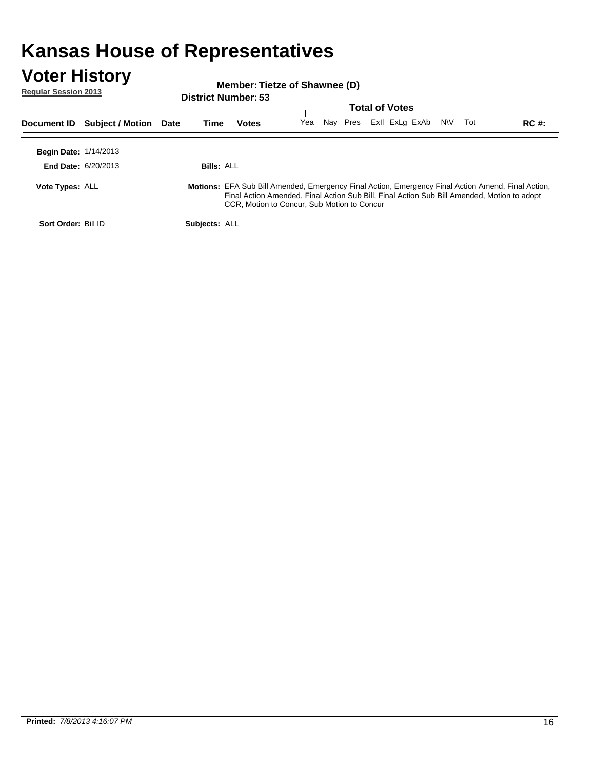# Kansas House of Representatives

## Voter History

**Regular Session 2013**

**Member:** Tietze of Shawnee (D)

**District Number:** 53

| Document ID | Subject / Motion | Date | Time | Votes | Yea | Nay | Pres | ExII | ExLg | ExAb | N\V | Tot | RC #: |
|---|---|---|---|---|---|---|---|---|---|---|---|---|---|

**Begin Date:** 1/14/2013

**End Date:** 6/20/2013

**Bills:** ALL

**Vote Types:** ALL

**Motions:** EFA Sub Bill Amended, Emergency Final Action, Emergency Final Action Amend, Final Action, Final Action Amended, Final Action Sub Bill, Final Action Sub Bill Amended, Motion to adopt CCR, Motion to Concur, Sub Motion to Concur

**Sort Order:** Bill ID

**Subjects:** ALL

**Printed:** *7/8/2013 4:16:07 PM*